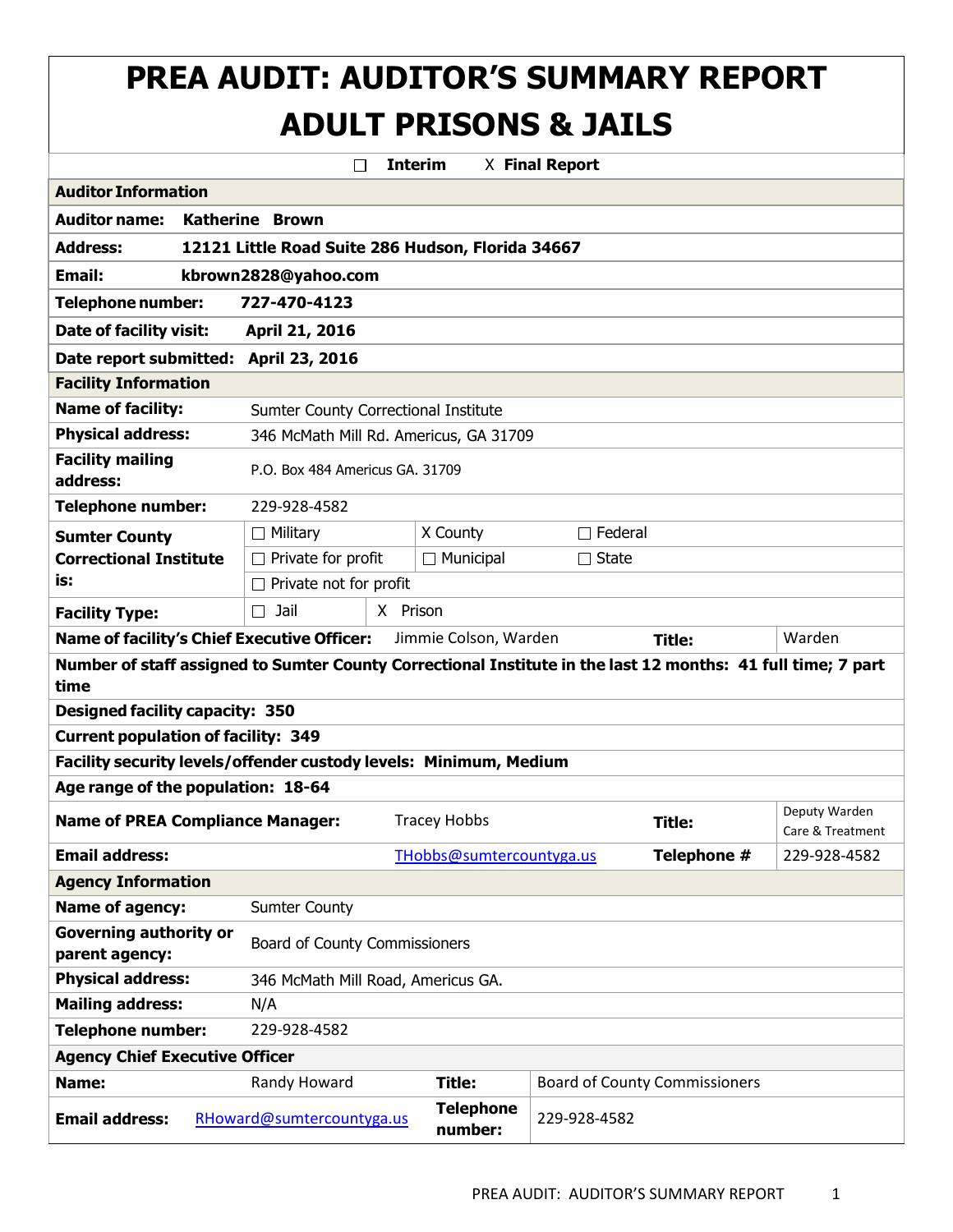# PREA AUDIT: AUDITOR'S SUMMARY REPORT ADULT PRISONS & JAILS

☐ Interim    X **Final Report**

| **Auditor Information** | | | | |
|---|---|---|---|---|
| **Auditor name:** | **Katherine Brown** | | | |
| **Address:** | **12121 Little Road Suite 286 Hudson, Florida 34667** | | | |
| **Email:** | **kbrown2828@yahoo.com** | | | |
| **Telephone number:** | **727-470-4123** | | | |
| **Date of facility visit:** | **April 21, 2016** | | | |
| **Date report submitted:** | **April 23, 2016** | | | |
| **Facility Information** | | | | |
| **Name of facility:** | Sumter County Correctional Institute | | | |
| **Physical address:** | 346 McMath Mill Rd. Americus, GA 31709 | | | |
| **Facility mailing address:** | P.O. Box 484 Americus GA. 31709 | | | |
| **Telephone number:** | 229-928-4582 | | | |
| **Sumter County Correctional Institute is:** | ☐ Military | X County | ☐ Federal | |
| | ☐ Private for profit | ☐ Municipal | ☐ State | |
| | ☐ Private not for profit | | | |
| **Facility Type:** | ☐ Jail | X Prison | | |
| **Name of facility's Chief Executive Officer:** | Jimmie Colson, Warden | | **Title:** | Warden |
| **Number of staff assigned to Sumter County Correctional Institute in the last 12 months: 41 full time; 7 part time** | | | | |
| **Designed facility capacity: 350** | | | | |
| **Current population of facility: 349** | | | | |
| **Facility security levels/offender custody levels: Minimum, Medium** | | | | |
| **Age range of the population: 18-64** | | | | |
| **Name of PREA Compliance Manager:** | Tracey Hobbs | | **Title:** | Deputy Warden Care & Treatment |
| **Email address:** | THobbs@sumtercountyga.us | | **Telephone #** | 229-928-4582 |
| **Agency Information** | | | | |
| **Name of agency:** | Sumter County | | | |
| **Governing authority or parent agency:** | Board of County Commissioners | | | |
| **Physical address:** | 346 McMath Mill Road, Americus GA. | | | |
| **Mailing address:** | N/A | | | |
| **Telephone number:** | 229-928-4582 | | | |
| **Agency Chief Executive Officer** | | | | |
| **Name:** | Randy Howard | **Title:** | Board of County Commissioners | |
| **Email address:** | RHoward@sumtercountyga.us | **Telephone number:** | 229-928-4582 | |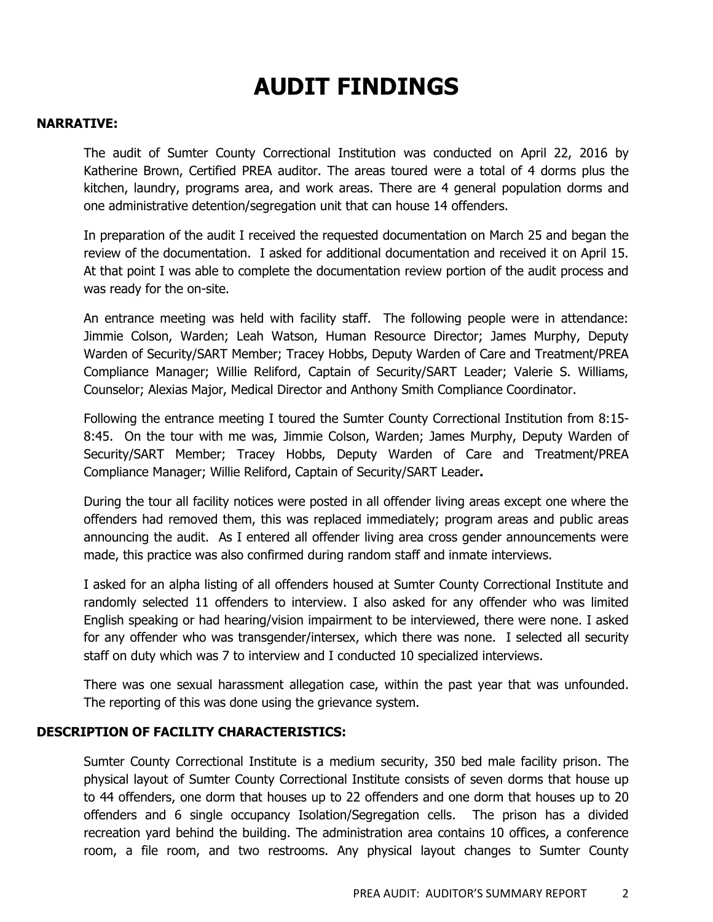# AUDIT FINDINGS

**NARRATIVE:**

The audit of Sumter County Correctional Institution was conducted on April 22, 2016 by Katherine Brown, Certified PREA auditor. The areas toured were a total of 4 dorms plus the kitchen, laundry, programs area, and work areas. There are 4 general population dorms and one administrative detention/segregation unit that can house 14 offenders.

In preparation of the audit I received the requested documentation on March 25 and began the review of the documentation. I asked for additional documentation and received it on April 15. At that point I was able to complete the documentation review portion of the audit process and was ready for the on-site.

An entrance meeting was held with facility staff. The following people were in attendance: Jimmie Colson, Warden; Leah Watson, Human Resource Director; James Murphy, Deputy Warden of Security/SART Member; Tracey Hobbs, Deputy Warden of Care and Treatment/PREA Compliance Manager; Willie Reliford, Captain of Security/SART Leader; Valerie S. Williams, Counselor; Alexias Major, Medical Director and Anthony Smith Compliance Coordinator.

Following the entrance meeting I toured the Sumter County Correctional Institution from 8:15-8:45. On the tour with me was, Jimmie Colson, Warden; James Murphy, Deputy Warden of Security/SART Member; Tracey Hobbs, Deputy Warden of Care and Treatment/PREA Compliance Manager; Willie Reliford, Captain of Security/SART Leader**.**

During the tour all facility notices were posted in all offender living areas except one where the offenders had removed them, this was replaced immediately; program areas and public areas announcing the audit. As I entered all offender living area cross gender announcements were made, this practice was also confirmed during random staff and inmate interviews.

I asked for an alpha listing of all offenders housed at Sumter County Correctional Institute and randomly selected 11 offenders to interview. I also asked for any offender who was limited English speaking or had hearing/vision impairment to be interviewed, there were none. I asked for any offender who was transgender/intersex, which there was none. I selected all security staff on duty which was 7 to interview and I conducted 10 specialized interviews.

There was one sexual harassment allegation case, within the past year that was unfounded. The reporting of this was done using the grievance system.

**DESCRIPTION OF FACILITY CHARACTERISTICS:**

Sumter County Correctional Institute is a medium security, 350 bed male facility prison. The physical layout of Sumter County Correctional Institute consists of seven dorms that house up to 44 offenders, one dorm that houses up to 22 offenders and one dorm that houses up to 20 offenders and 6 single occupancy Isolation/Segregation cells. The prison has a divided recreation yard behind the building. The administration area contains 10 offices, a conference room, a file room, and two restrooms. Any physical layout changes to Sumter County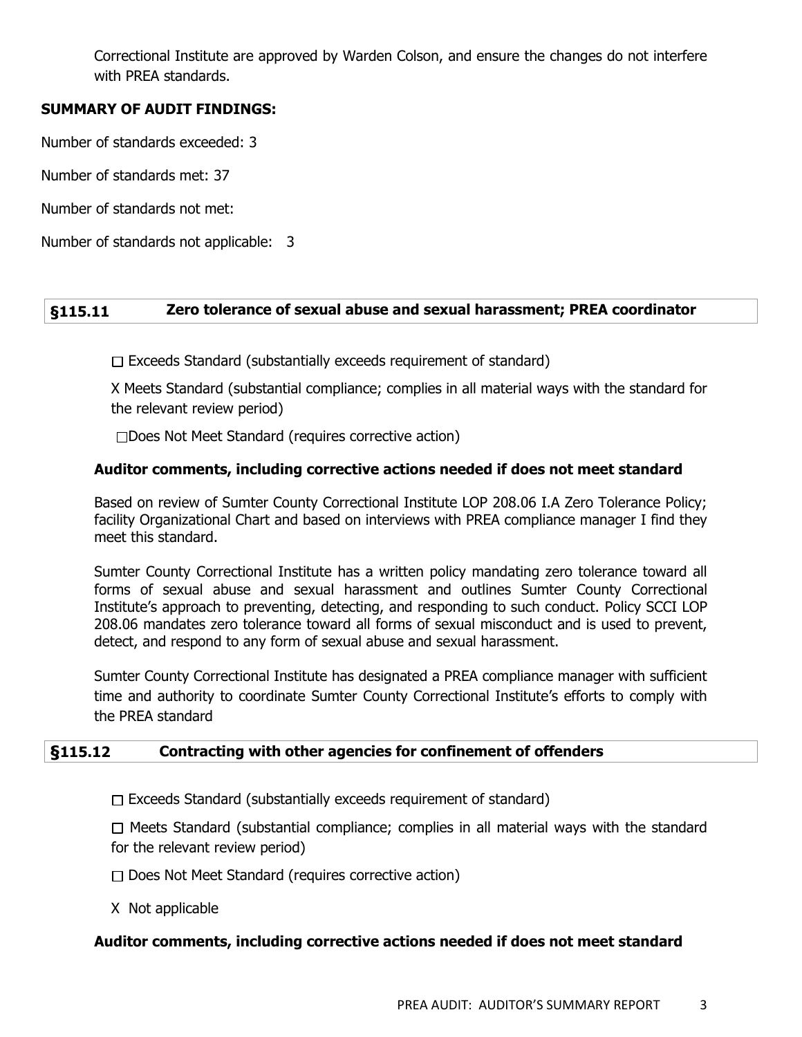Correctional Institute are approved by Warden Colson, and ensure the changes do not interfere with PREA standards.

**SUMMARY OF AUDIT FINDINGS:**

Number of standards exceeded: 3

Number of standards met: 37

Number of standards not met:

Number of standards not applicable: 3

## §115.11 Zero tolerance of sexual abuse and sexual harassment; PREA coordinator

☐ Exceeds Standard (substantially exceeds requirement of standard)

X Meets Standard (substantial compliance; complies in all material ways with the standard for the relevant review period)

☐ Does Not Meet Standard (requires corrective action)

**Auditor comments, including corrective actions needed if does not meet standard**

Based on review of Sumter County Correctional Institute LOP 208.06 I.A Zero Tolerance Policy; facility Organizational Chart and based on interviews with PREA compliance manager I find they meet this standard.

Sumter County Correctional Institute has a written policy mandating zero tolerance toward all forms of sexual abuse and sexual harassment and outlines Sumter County Correctional Institute's approach to preventing, detecting, and responding to such conduct. Policy SCCI LOP 208.06 mandates zero tolerance toward all forms of sexual misconduct and is used to prevent, detect, and respond to any form of sexual abuse and sexual harassment.

Sumter County Correctional Institute has designated a PREA compliance manager with sufficient time and authority to coordinate Sumter County Correctional Institute's efforts to comply with the PREA standard

## §115.12 Contracting with other agencies for confinement of offenders

☐ Exceeds Standard (substantially exceeds requirement of standard)

☐ Meets Standard (substantial compliance; complies in all material ways with the standard for the relevant review period)

☐ Does Not Meet Standard (requires corrective action)

X Not applicable

**Auditor comments, including corrective actions needed if does not meet standard**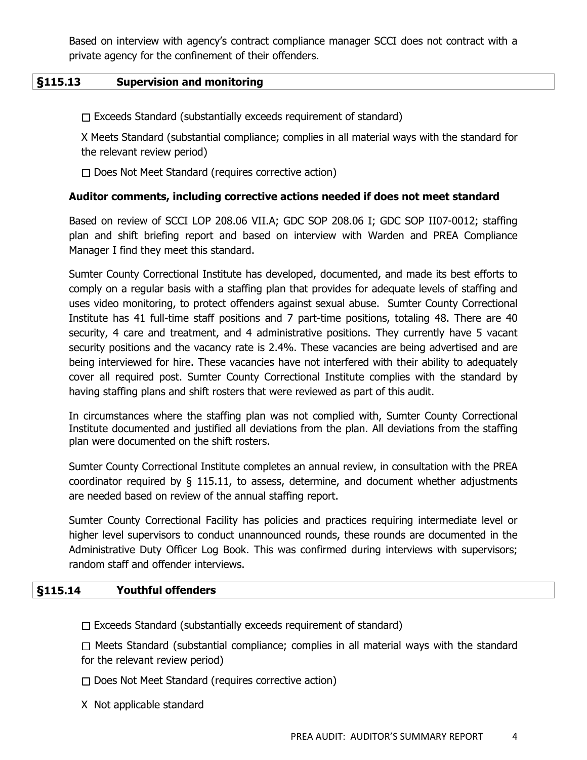Based on interview with agency's contract compliance manager SCCI does not contract with a private agency for the confinement of their offenders.

## §115.13 Supervision and monitoring

☐ Exceeds Standard (substantially exceeds requirement of standard)

X Meets Standard (substantial compliance; complies in all material ways with the standard for the relevant review period)

☐ Does Not Meet Standard (requires corrective action)

**Auditor comments, including corrective actions needed if does not meet standard**

Based on review of SCCI LOP 208.06 VII.A; GDC SOP 208.06 I; GDC SOP II07-0012; staffing plan and shift briefing report and based on interview with Warden and PREA Compliance Manager I find they meet this standard.

Sumter County Correctional Institute has developed, documented, and made its best efforts to comply on a regular basis with a staffing plan that provides for adequate levels of staffing and uses video monitoring, to protect offenders against sexual abuse. Sumter County Correctional Institute has 41 full-time staff positions and 7 part-time positions, totaling 48. There are 40 security, 4 care and treatment, and 4 administrative positions. They currently have 5 vacant security positions and the vacancy rate is 2.4%. These vacancies are being advertised and are being interviewed for hire. These vacancies have not interfered with their ability to adequately cover all required post. Sumter County Correctional Institute complies with the standard by having staffing plans and shift rosters that were reviewed as part of this audit.

In circumstances where the staffing plan was not complied with, Sumter County Correctional Institute documented and justified all deviations from the plan. All deviations from the staffing plan were documented on the shift rosters.

Sumter County Correctional Institute completes an annual review, in consultation with the PREA coordinator required by § 115.11, to assess, determine, and document whether adjustments are needed based on review of the annual staffing report.

Sumter County Correctional Facility has policies and practices requiring intermediate level or higher level supervisors to conduct unannounced rounds, these rounds are documented in the Administrative Duty Officer Log Book. This was confirmed during interviews with supervisors; random staff and offender interviews.

## §115.14 Youthful offenders

☐ Exceeds Standard (substantially exceeds requirement of standard)

☐ Meets Standard (substantial compliance; complies in all material ways with the standard for the relevant review period)

☐ Does Not Meet Standard (requires corrective action)

X Not applicable standard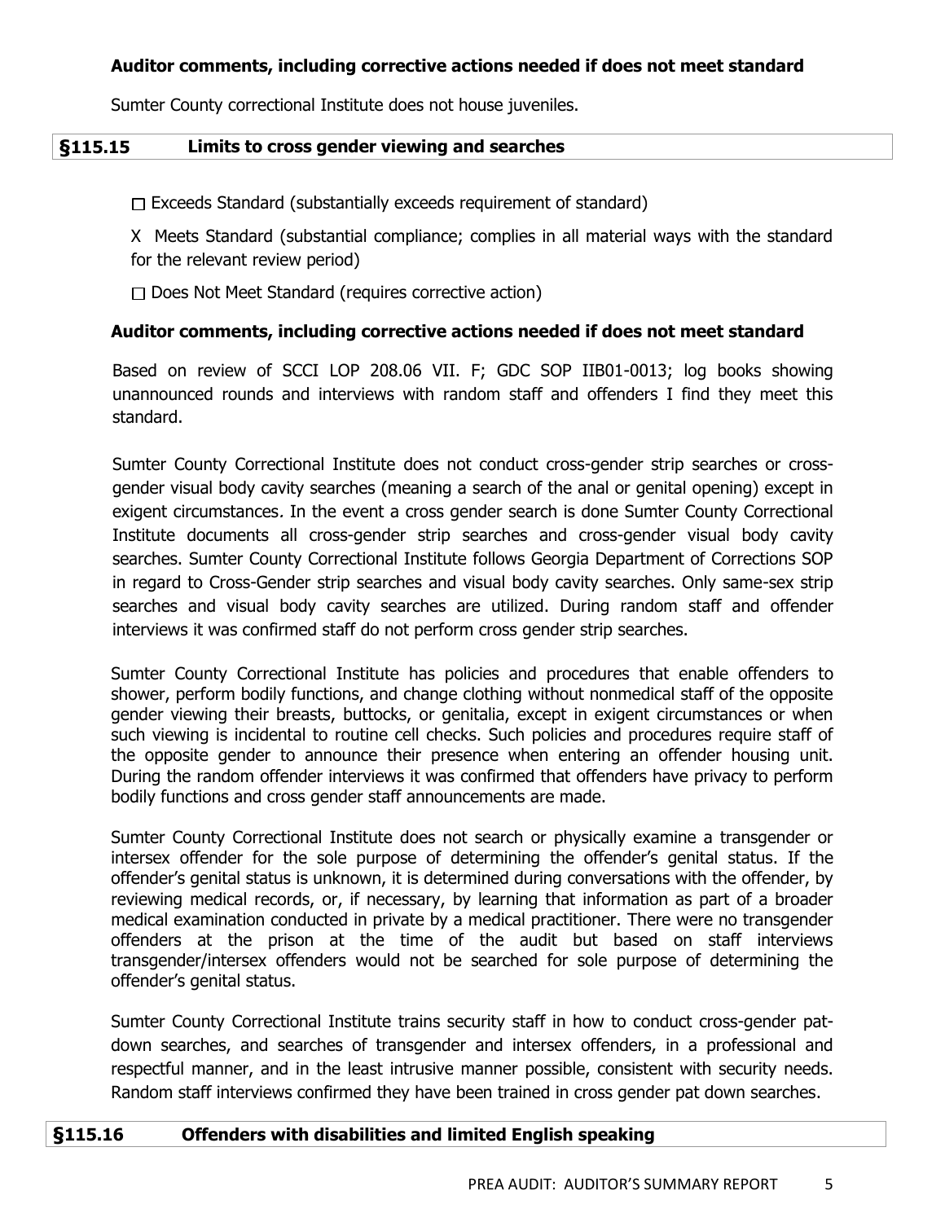**Auditor comments, including corrective actions needed if does not meet standard**

Sumter County correctional Institute does not house juveniles.

## §115.15 Limits to cross gender viewing and searches

☐ Exceeds Standard (substantially exceeds requirement of standard)

X Meets Standard (substantial compliance; complies in all material ways with the standard for the relevant review period)

☐ Does Not Meet Standard (requires corrective action)

**Auditor comments, including corrective actions needed if does not meet standard**

Based on review of SCCI LOP 208.06 VII. F; GDC SOP IIB01-0013; log books showing unannounced rounds and interviews with random staff and offenders I find they meet this standard.

Sumter County Correctional Institute does not conduct cross-gender strip searches or cross-gender visual body cavity searches (meaning a search of the anal or genital opening) except in exigent circumstances. In the event a cross gender search is done Sumter County Correctional Institute documents all cross-gender strip searches and cross-gender visual body cavity searches. Sumter County Correctional Institute follows Georgia Department of Corrections SOP in regard to Cross-Gender strip searches and visual body cavity searches. Only same-sex strip searches and visual body cavity searches are utilized. During random staff and offender interviews it was confirmed staff do not perform cross gender strip searches.

Sumter County Correctional Institute has policies and procedures that enable offenders to shower, perform bodily functions, and change clothing without nonmedical staff of the opposite gender viewing their breasts, buttocks, or genitalia, except in exigent circumstances or when such viewing is incidental to routine cell checks. Such policies and procedures require staff of the opposite gender to announce their presence when entering an offender housing unit. During the random offender interviews it was confirmed that offenders have privacy to perform bodily functions and cross gender staff announcements are made.

Sumter County Correctional Institute does not search or physically examine a transgender or intersex offender for the sole purpose of determining the offender's genital status. If the offender's genital status is unknown, it is determined during conversations with the offender, by reviewing medical records, or, if necessary, by learning that information as part of a broader medical examination conducted in private by a medical practitioner. There were no transgender offenders at the prison at the time of the audit but based on staff interviews transgender/intersex offenders would not be searched for sole purpose of determining the offender's genital status.

Sumter County Correctional Institute trains security staff in how to conduct cross-gender pat-down searches, and searches of transgender and intersex offenders, in a professional and respectful manner, and in the least intrusive manner possible, consistent with security needs. Random staff interviews confirmed they have been trained in cross gender pat down searches.

## §115.16 Offenders with disabilities and limited English speaking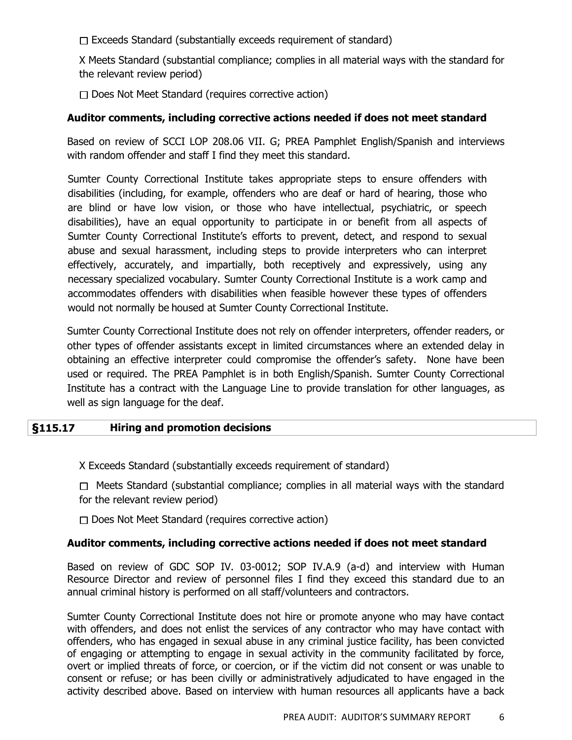☐ Exceeds Standard (substantially exceeds requirement of standard)

X Meets Standard (substantial compliance; complies in all material ways with the standard for the relevant review period)

☐ Does Not Meet Standard (requires corrective action)

**Auditor comments, including corrective actions needed if does not meet standard**

Based on review of SCCI LOP 208.06 VII. G; PREA Pamphlet English/Spanish and interviews with random offender and staff I find they meet this standard.

Sumter County Correctional Institute takes appropriate steps to ensure offenders with disabilities (including, for example, offenders who are deaf or hard of hearing, those who are blind or have low vision, or those who have intellectual, psychiatric, or speech disabilities), have an equal opportunity to participate in or benefit from all aspects of Sumter County Correctional Institute's efforts to prevent, detect, and respond to sexual abuse and sexual harassment, including steps to provide interpreters who can interpret effectively, accurately, and impartially, both receptively and expressively, using any necessary specialized vocabulary. Sumter County Correctional Institute is a work camp and accommodates offenders with disabilities when feasible however these types of offenders would not normally be housed at Sumter County Correctional Institute.

Sumter County Correctional Institute does not rely on offender interpreters, offender readers, or other types of offender assistants except in limited circumstances where an extended delay in obtaining an effective interpreter could compromise the offender's safety. None have been used or required. The PREA Pamphlet is in both English/Spanish. Sumter County Correctional Institute has a contract with the Language Line to provide translation for other languages, as well as sign language for the deaf.

## §115.17 Hiring and promotion decisions

X Exceeds Standard (substantially exceeds requirement of standard)

☐ Meets Standard (substantial compliance; complies in all material ways with the standard for the relevant review period)

☐ Does Not Meet Standard (requires corrective action)

**Auditor comments, including corrective actions needed if does not meet standard**

Based on review of GDC SOP IV. 03-0012; SOP IV.A.9 (a-d) and interview with Human Resource Director and review of personnel files I find they exceed this standard due to an annual criminal history is performed on all staff/volunteers and contractors.

Sumter County Correctional Institute does not hire or promote anyone who may have contact with offenders, and does not enlist the services of any contractor who may have contact with offenders, who has engaged in sexual abuse in any criminal justice facility, has been convicted of engaging or attempting to engage in sexual activity in the community facilitated by force, overt or implied threats of force, or coercion, or if the victim did not consent or was unable to consent or refuse; or has been civilly or administratively adjudicated to have engaged in the activity described above. Based on interview with human resources all applicants have a back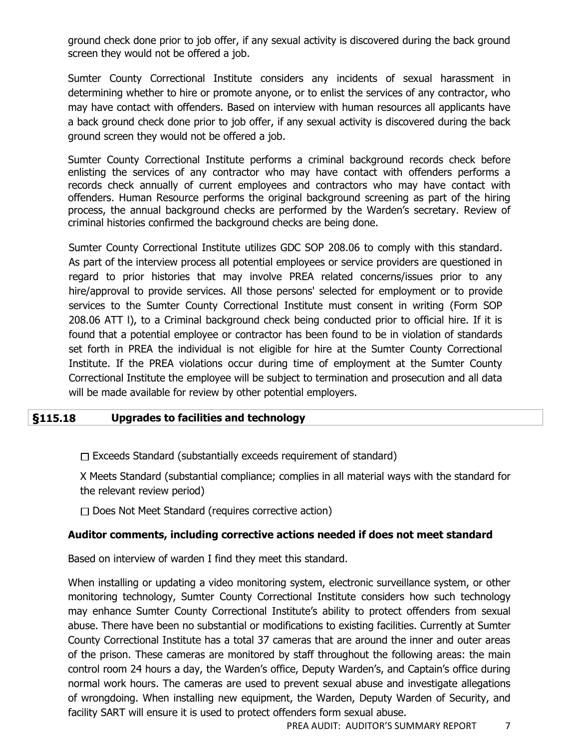ground check done prior to job offer, if any sexual activity is discovered during the back ground screen they would not be offered a job.

Sumter County Correctional Institute considers any incidents of sexual harassment in determining whether to hire or promote anyone, or to enlist the services of any contractor, who may have contact with offenders. Based on interview with human resources all applicants have a back ground check done prior to job offer, if any sexual activity is discovered during the back ground screen they would not be offered a job.

Sumter County Correctional Institute performs a criminal background records check before enlisting the services of any contractor who may have contact with offenders performs a records check annually of current employees and contractors who may have contact with offenders. Human Resource performs the original background screening as part of the hiring process, the annual background checks are performed by the Warden's secretary. Review of criminal histories confirmed the background checks are being done.

Sumter County Correctional Institute utilizes GDC SOP 208.06 to comply with this standard. As part of the interview process all potential employees or service providers are questioned in regard to prior histories that may involve PREA related concerns/issues prior to any hire/approval to provide services. All those persons' selected for employment or to provide services to the Sumter County Correctional Institute must consent in writing (Form SOP 208.06 ATT l), to a Criminal background check being conducted prior to official hire. If it is found that a potential employee or contractor has been found to be in violation of standards set forth in PREA the individual is not eligible for hire at the Sumter County Correctional Institute. If the PREA violations occur during time of employment at the Sumter County Correctional Institute the employee will be subject to termination and prosecution and all data will be made available for review by other potential employers.

## §115.18 Upgrades to facilities and technology

☐ Exceeds Standard (substantially exceeds requirement of standard)

X Meets Standard (substantial compliance; complies in all material ways with the standard for the relevant review period)

☐ Does Not Meet Standard (requires corrective action)

**Auditor comments, including corrective actions needed if does not meet standard**

Based on interview of warden I find they meet this standard.

When installing or updating a video monitoring system, electronic surveillance system, or other monitoring technology, Sumter County Correctional Institute considers how such technology may enhance Sumter County Correctional Institute's ability to protect offenders from sexual abuse. There have been no substantial or modifications to existing facilities. Currently at Sumter County Correctional Institute has a total 37 cameras that are around the inner and outer areas of the prison. These cameras are monitored by staff throughout the following areas: the main control room 24 hours a day, the Warden's office, Deputy Warden's, and Captain's office during normal work hours. The cameras are used to prevent sexual abuse and investigate allegations of wrongdoing. When installing new equipment, the Warden, Deputy Warden of Security, and facility SART will ensure it is used to protect offenders form sexual abuse.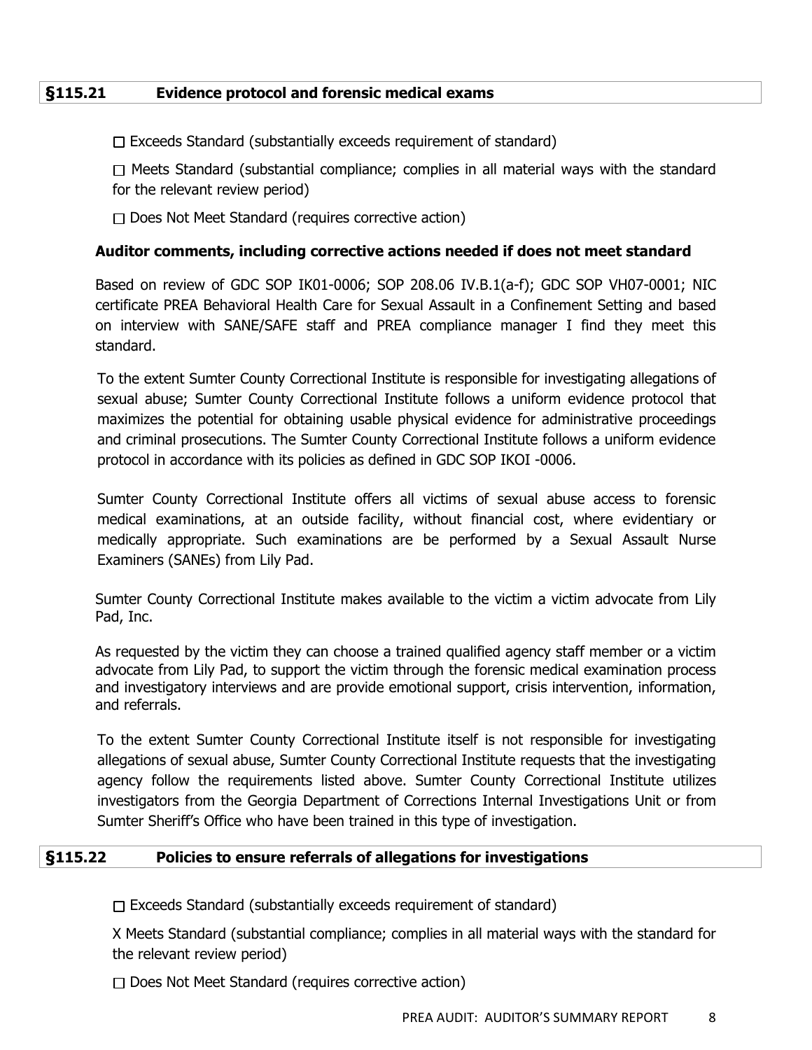## §115.21 Evidence protocol and forensic medical exams

☐ Exceeds Standard (substantially exceeds requirement of standard)

☐ Meets Standard (substantial compliance; complies in all material ways with the standard for the relevant review period)

☐ Does Not Meet Standard (requires corrective action)

**Auditor comments, including corrective actions needed if does not meet standard**

Based on review of GDC SOP IK01-0006; SOP 208.06 IV.B.1(a-f); GDC SOP VH07-0001; NIC certificate PREA Behavioral Health Care for Sexual Assault in a Confinement Setting and based on interview with SANE/SAFE staff and PREA compliance manager I find they meet this standard.

To the extent Sumter County Correctional Institute is responsible for investigating allegations of sexual abuse; Sumter County Correctional Institute follows a uniform evidence protocol that maximizes the potential for obtaining usable physical evidence for administrative proceedings and criminal prosecutions. The Sumter County Correctional Institute follows a uniform evidence protocol in accordance with its policies as defined in GDC SOP IKOI -0006.

Sumter County Correctional Institute offers all victims of sexual abuse access to forensic medical examinations, at an outside facility, without financial cost, where evidentiary or medically appropriate. Such examinations are be performed by a Sexual Assault Nurse Examiners (SANEs) from Lily Pad.

Sumter County Correctional Institute makes available to the victim a victim advocate from Lily Pad, Inc.

As requested by the victim they can choose a trained qualified agency staff member or a victim advocate from Lily Pad, to support the victim through the forensic medical examination process and investigatory interviews and are provide emotional support, crisis intervention, information, and referrals.

To the extent Sumter County Correctional Institute itself is not responsible for investigating allegations of sexual abuse, Sumter County Correctional Institute requests that the investigating agency follow the requirements listed above. Sumter County Correctional Institute utilizes investigators from the Georgia Department of Corrections Internal Investigations Unit or from Sumter Sheriff's Office who have been trained in this type of investigation.

## §115.22 Policies to ensure referrals of allegations for investigations

☐ Exceeds Standard (substantially exceeds requirement of standard)

X Meets Standard (substantial compliance; complies in all material ways with the standard for the relevant review period)

☐ Does Not Meet Standard (requires corrective action)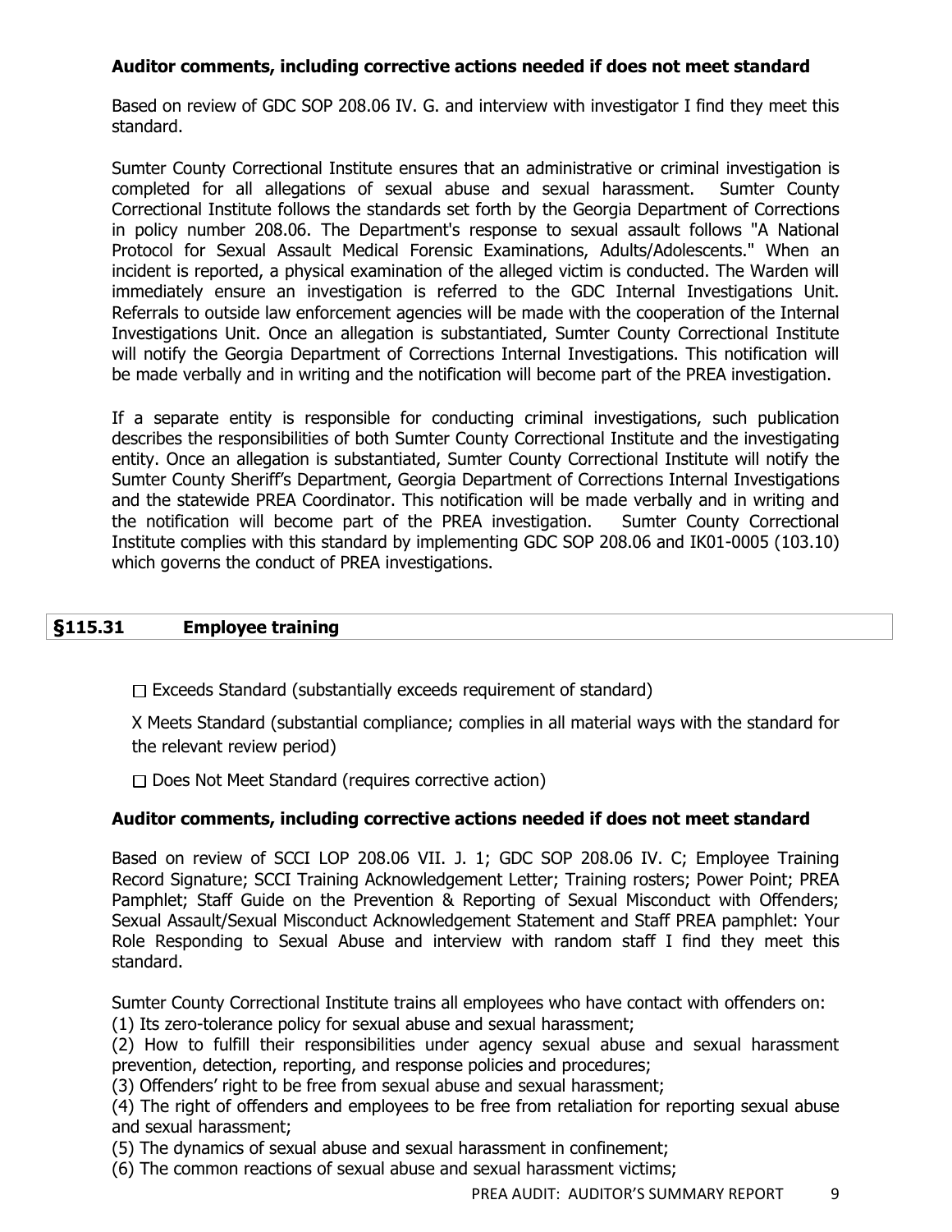**Auditor comments, including corrective actions needed if does not meet standard**

Based on review of GDC SOP 208.06 IV. G. and interview with investigator I find they meet this standard.

Sumter County Correctional Institute ensures that an administrative or criminal investigation is completed for all allegations of sexual abuse and sexual harassment. Sumter County Correctional Institute follows the standards set forth by the Georgia Department of Corrections in policy number 208.06. The Department's response to sexual assault follows "A National Protocol for Sexual Assault Medical Forensic Examinations, Adults/Adolescents." When an incident is reported, a physical examination of the alleged victim is conducted. The Warden will immediately ensure an investigation is referred to the GDC Internal Investigations Unit. Referrals to outside law enforcement agencies will be made with the cooperation of the Internal Investigations Unit. Once an allegation is substantiated, Sumter County Correctional Institute will notify the Georgia Department of Corrections Internal Investigations. This notification will be made verbally and in writing and the notification will become part of the PREA investigation.

If a separate entity is responsible for conducting criminal investigations, such publication describes the responsibilities of both Sumter County Correctional Institute and the investigating entity. Once an allegation is substantiated, Sumter County Correctional Institute will notify the Sumter County Sheriff's Department, Georgia Department of Corrections Internal Investigations and the statewide PREA Coordinator. This notification will be made verbally and in writing and the notification will become part of the PREA investigation. Sumter County Correctional Institute complies with this standard by implementing GDC SOP 208.06 and IK01-0005 (103.10) which governs the conduct of PREA investigations.

## §115.31 Employee training

☐ Exceeds Standard (substantially exceeds requirement of standard)

X Meets Standard (substantial compliance; complies in all material ways with the standard for the relevant review period)

☐ Does Not Meet Standard (requires corrective action)

**Auditor comments, including corrective actions needed if does not meet standard**

Based on review of SCCI LOP 208.06 VII. J. 1; GDC SOP 208.06 IV. C; Employee Training Record Signature; SCCI Training Acknowledgement Letter; Training rosters; Power Point; PREA Pamphlet; Staff Guide on the Prevention & Reporting of Sexual Misconduct with Offenders; Sexual Assault/Sexual Misconduct Acknowledgement Statement and Staff PREA pamphlet: Your Role Responding to Sexual Abuse and interview with random staff I find they meet this standard.

Sumter County Correctional Institute trains all employees who have contact with offenders on:
(1) Its zero-tolerance policy for sexual abuse and sexual harassment;
(2) How to fulfill their responsibilities under agency sexual abuse and sexual harassment prevention, detection, reporting, and response policies and procedures;
(3) Offenders' right to be free from sexual abuse and sexual harassment;
(4) The right of offenders and employees to be free from retaliation for reporting sexual abuse and sexual harassment;
(5) The dynamics of sexual abuse and sexual harassment in confinement;
(6) The common reactions of sexual abuse and sexual harassment victims;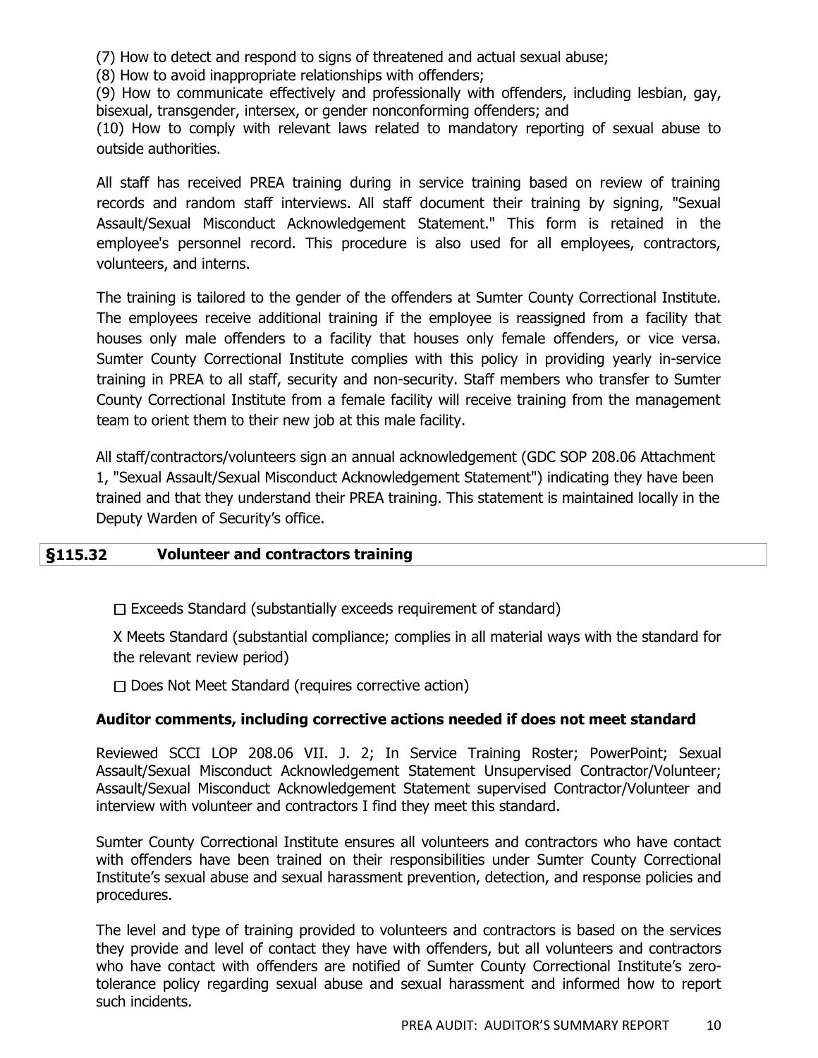(7) How to detect and respond to signs of threatened and actual sexual abuse;

(8) How to avoid inappropriate relationships with offenders;

(9) How to communicate effectively and professionally with offenders, including lesbian, gay, bisexual, transgender, intersex, or gender nonconforming offenders; and

(10) How to comply with relevant laws related to mandatory reporting of sexual abuse to outside authorities.

All staff has received PREA training during in service training based on review of training records and random staff interviews. All staff document their training by signing, "Sexual Assault/Sexual Misconduct Acknowledgement Statement." This form is retained in the employee's personnel record. This procedure is also used for all employees, contractors, volunteers, and interns.

The training is tailored to the gender of the offenders at Sumter County Correctional Institute. The employees receive additional training if the employee is reassigned from a facility that houses only male offenders to a facility that houses only female offenders, or vice versa. Sumter County Correctional Institute complies with this policy in providing yearly in-service training in PREA to all staff, security and non-security. Staff members who transfer to Sumter County Correctional Institute from a female facility will receive training from the management team to orient them to their new job at this male facility.

All staff/contractors/volunteers sign an annual acknowledgement (GDC SOP 208.06 Attachment 1, "Sexual Assault/Sexual Misconduct Acknowledgement Statement") indicating they have been trained and that they understand their PREA training. This statement is maintained locally in the Deputy Warden of Security's office.

## §115.32 Volunteer and contractors training

☐ Exceeds Standard (substantially exceeds requirement of standard)

X Meets Standard (substantial compliance; complies in all material ways with the standard for the relevant review period)

☐ Does Not Meet Standard (requires corrective action)

**Auditor comments, including corrective actions needed if does not meet standard**

Reviewed SCCI LOP 208.06 VII. J. 2; In Service Training Roster; PowerPoint; Sexual Assault/Sexual Misconduct Acknowledgement Statement Unsupervised Contractor/Volunteer; Assault/Sexual Misconduct Acknowledgement Statement supervised Contractor/Volunteer and interview with volunteer and contractors I find they meet this standard.

Sumter County Correctional Institute ensures all volunteers and contractors who have contact with offenders have been trained on their responsibilities under Sumter County Correctional Institute's sexual abuse and sexual harassment prevention, detection, and response policies and procedures.

The level and type of training provided to volunteers and contractors is based on the services they provide and level of contact they have with offenders, but all volunteers and contractors who have contact with offenders are notified of Sumter County Correctional Institute's zero-tolerance policy regarding sexual abuse and sexual harassment and informed how to report such incidents.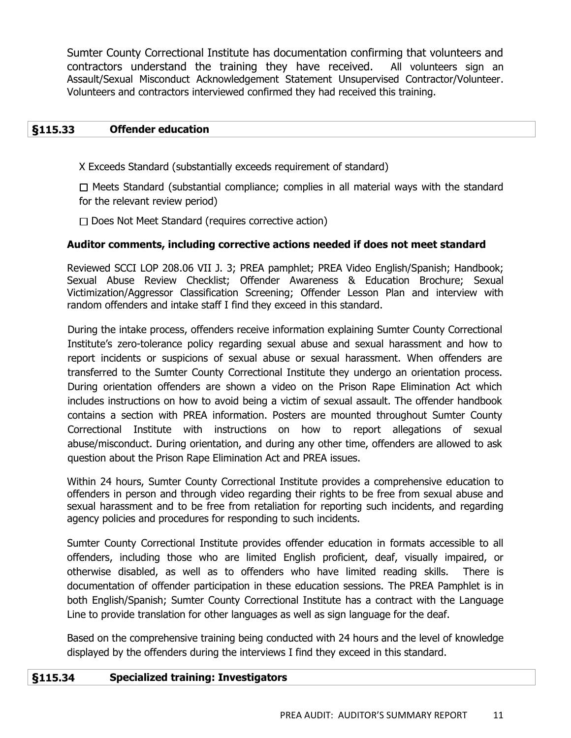Sumter County Correctional Institute has documentation confirming that volunteers and contractors understand the training they have received. All volunteers sign an Assault/Sexual Misconduct Acknowledgement Statement Unsupervised Contractor/Volunteer. Volunteers and contractors interviewed confirmed they had received this training.

## §115.33 Offender education

X Exceeds Standard (substantially exceeds requirement of standard)

☐ Meets Standard (substantial compliance; complies in all material ways with the standard for the relevant review period)

☐ Does Not Meet Standard (requires corrective action)

### Auditor comments, including corrective actions needed if does not meet standard

Reviewed SCCI LOP 208.06 VII J. 3; PREA pamphlet; PREA Video English/Spanish; Handbook; Sexual Abuse Review Checklist; Offender Awareness & Education Brochure; Sexual Victimization/Aggressor Classification Screening; Offender Lesson Plan and interview with random offenders and intake staff I find they exceed in this standard.

During the intake process, offenders receive information explaining Sumter County Correctional Institute's zero-tolerance policy regarding sexual abuse and sexual harassment and how to report incidents or suspicions of sexual abuse or sexual harassment. When offenders are transferred to the Sumter County Correctional Institute they undergo an orientation process. During orientation offenders are shown a video on the Prison Rape Elimination Act which includes instructions on how to avoid being a victim of sexual assault. The offender handbook contains a section with PREA information. Posters are mounted throughout Sumter County Correctional Institute with instructions on how to report allegations of sexual abuse/misconduct. During orientation, and during any other time, offenders are allowed to ask question about the Prison Rape Elimination Act and PREA issues.

Within 24 hours, Sumter County Correctional Institute provides a comprehensive education to offenders in person and through video regarding their rights to be free from sexual abuse and sexual harassment and to be free from retaliation for reporting such incidents, and regarding agency policies and procedures for responding to such incidents.

Sumter County Correctional Institute provides offender education in formats accessible to all offenders, including those who are limited English proficient, deaf, visually impaired, or otherwise disabled, as well as to offenders who have limited reading skills. There is documentation of offender participation in these education sessions. The PREA Pamphlet is in both English/Spanish; Sumter County Correctional Institute has a contract with the Language Line to provide translation for other languages as well as sign language for the deaf.

Based on the comprehensive training being conducted with 24 hours and the level of knowledge displayed by the offenders during the interviews I find they exceed in this standard.

## §115.34 Specialized training: Investigators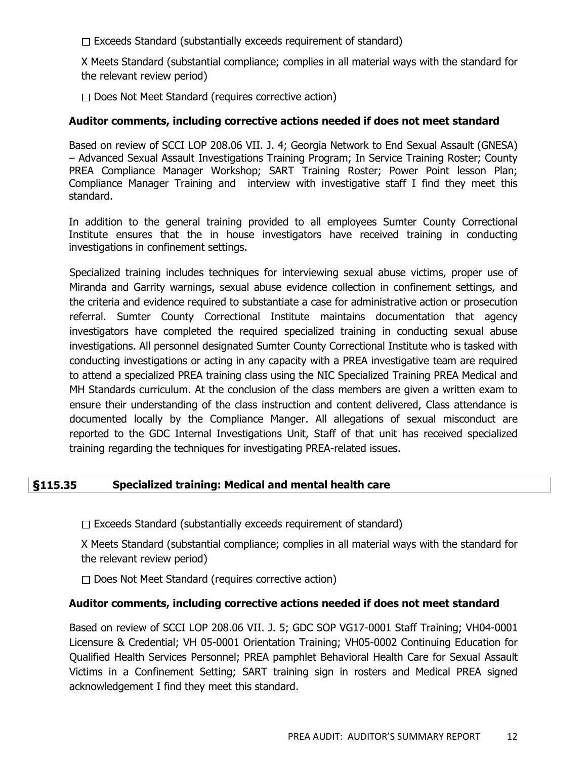☐ Exceeds Standard (substantially exceeds requirement of standard)

X Meets Standard (substantial compliance; complies in all material ways with the standard for the relevant review period)

☐ Does Not Meet Standard (requires corrective action)

**Auditor comments, including corrective actions needed if does not meet standard**

Based on review of SCCI LOP 208.06 VII. J. 4; Georgia Network to End Sexual Assault (GNESA) – Advanced Sexual Assault Investigations Training Program; In Service Training Roster; County PREA Compliance Manager Workshop; SART Training Roster; Power Point lesson Plan; Compliance Manager Training and interview with investigative staff I find they meet this standard.

In addition to the general training provided to all employees Sumter County Correctional Institute ensures that the in house investigators have received training in conducting investigations in confinement settings.

Specialized training includes techniques for interviewing sexual abuse victims, proper use of Miranda and Garrity warnings, sexual abuse evidence collection in confinement settings, and the criteria and evidence required to substantiate a case for administrative action or prosecution referral. Sumter County Correctional Institute maintains documentation that agency investigators have completed the required specialized training in conducting sexual abuse investigations. All personnel designated Sumter County Correctional Institute who is tasked with conducting investigations or acting in any capacity with a PREA investigative team are required to attend a specialized PREA training class using the NIC Specialized Training PREA Medical and MH Standards curriculum. At the conclusion of the class members are given a written exam to ensure their understanding of the class instruction and content delivered, Class attendance is documented locally by the Compliance Manger. All allegations of sexual misconduct are reported to the GDC Internal Investigations Unit, Staff of that unit has received specialized training regarding the techniques for investigating PREA-related issues.

## §115.35 Specialized training: Medical and mental health care

☐ Exceeds Standard (substantially exceeds requirement of standard)

X Meets Standard (substantial compliance; complies in all material ways with the standard for the relevant review period)

☐ Does Not Meet Standard (requires corrective action)

**Auditor comments, including corrective actions needed if does not meet standard**

Based on review of SCCI LOP 208.06 VII. J. 5; GDC SOP VG17-0001 Staff Training; VH04-0001 Licensure & Credential; VH 05-0001 Orientation Training; VH05-0002 Continuing Education for Qualified Health Services Personnel; PREA pamphlet Behavioral Health Care for Sexual Assault Victims in a Confinement Setting; SART training sign in rosters and Medical PREA signed acknowledgement I find they meet this standard.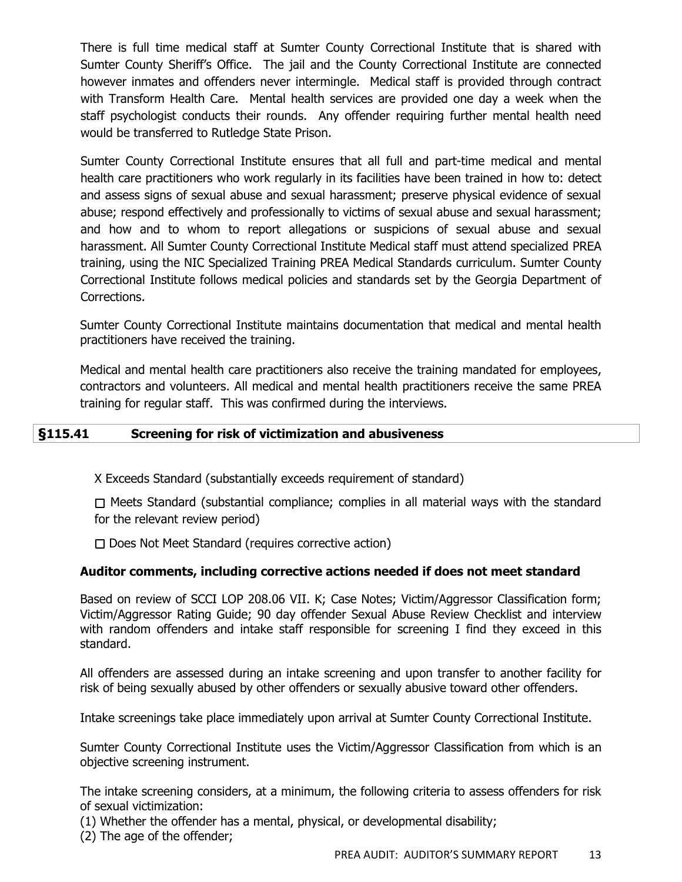There is full time medical staff at Sumter County Correctional Institute that is shared with Sumter County Sheriff's Office. The jail and the County Correctional Institute are connected however inmates and offenders never intermingle. Medical staff is provided through contract with Transform Health Care. Mental health services are provided one day a week when the staff psychologist conducts their rounds. Any offender requiring further mental health need would be transferred to Rutledge State Prison.

Sumter County Correctional Institute ensures that all full and part-time medical and mental health care practitioners who work regularly in its facilities have been trained in how to: detect and assess signs of sexual abuse and sexual harassment; preserve physical evidence of sexual abuse; respond effectively and professionally to victims of sexual abuse and sexual harassment; and how and to whom to report allegations or suspicions of sexual abuse and sexual harassment. All Sumter County Correctional Institute Medical staff must attend specialized PREA training, using the NIC Specialized Training PREA Medical Standards curriculum. Sumter County Correctional Institute follows medical policies and standards set by the Georgia Department of Corrections.

Sumter County Correctional Institute maintains documentation that medical and mental health practitioners have received the training.

Medical and mental health care practitioners also receive the training mandated for employees, contractors and volunteers. All medical and mental health practitioners receive the same PREA training for regular staff. This was confirmed during the interviews.

## §115.41 Screening for risk of victimization and abusiveness

X Exceeds Standard (substantially exceeds requirement of standard)

☐ Meets Standard (substantial compliance; complies in all material ways with the standard for the relevant review period)

☐ Does Not Meet Standard (requires corrective action)

**Auditor comments, including corrective actions needed if does not meet standard**

Based on review of SCCI LOP 208.06 VII. K; Case Notes; Victim/Aggressor Classification form; Victim/Aggressor Rating Guide; 90 day offender Sexual Abuse Review Checklist and interview with random offenders and intake staff responsible for screening I find they exceed in this standard.

All offenders are assessed during an intake screening and upon transfer to another facility for risk of being sexually abused by other offenders or sexually abusive toward other offenders.

Intake screenings take place immediately upon arrival at Sumter County Correctional Institute.

Sumter County Correctional Institute uses the Victim/Aggressor Classification from which is an objective screening instrument.

The intake screening considers, at a minimum, the following criteria to assess offenders for risk of sexual victimization:

(1) Whether the offender has a mental, physical, or developmental disability;

(2) The age of the offender;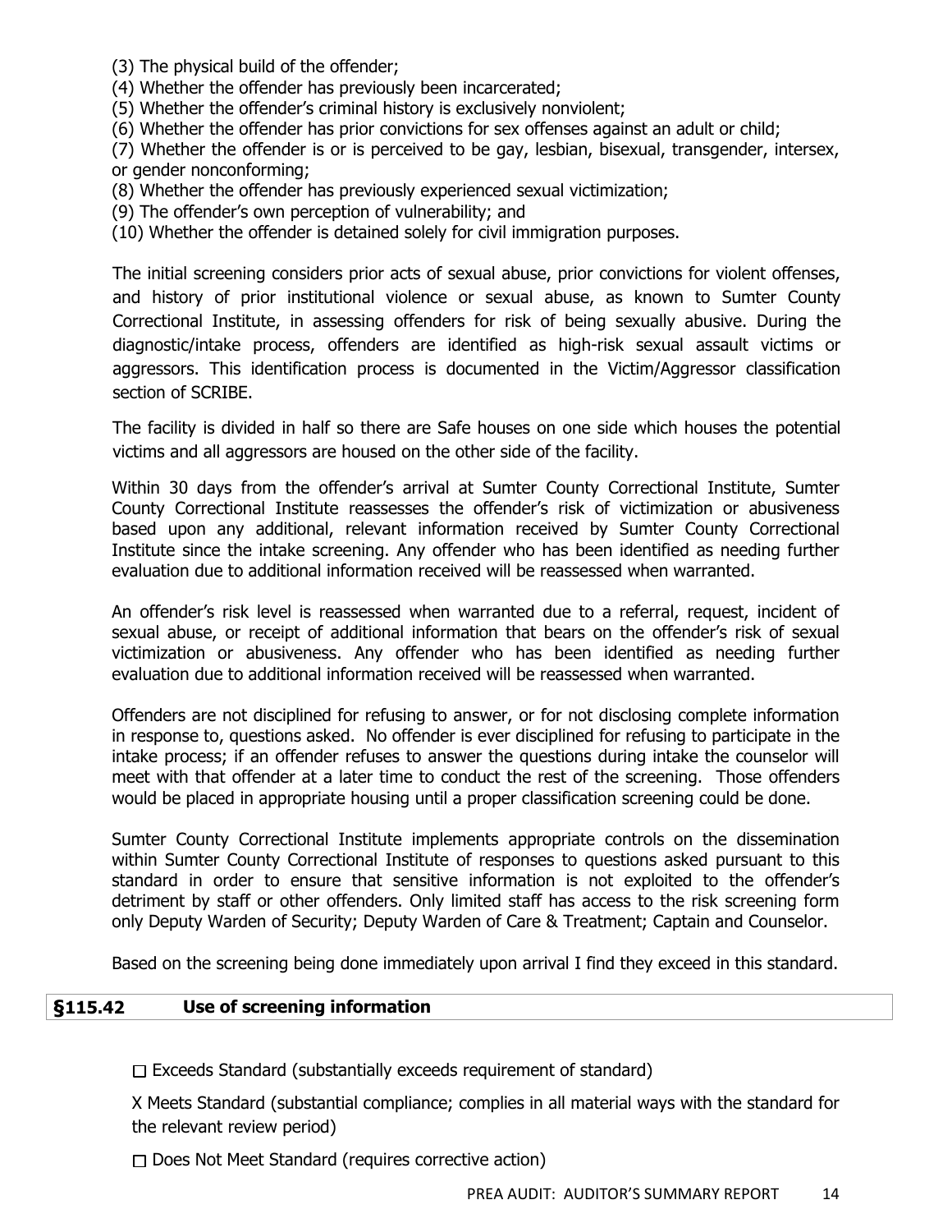(3) The physical build of the offender;
(4) Whether the offender has previously been incarcerated;
(5) Whether the offender's criminal history is exclusively nonviolent;
(6) Whether the offender has prior convictions for sex offenses against an adult or child;
(7) Whether the offender is or is perceived to be gay, lesbian, bisexual, transgender, intersex, or gender nonconforming;
(8) Whether the offender has previously experienced sexual victimization;
(9) The offender's own perception of vulnerability; and
(10) Whether the offender is detained solely for civil immigration purposes.

The initial screening considers prior acts of sexual abuse, prior convictions for violent offenses, and history of prior institutional violence or sexual abuse, as known to Sumter County Correctional Institute, in assessing offenders for risk of being sexually abusive. During the diagnostic/intake process, offenders are identified as high-risk sexual assault victims or aggressors. This identification process is documented in the Victim/Aggressor classification section of SCRIBE.

The facility is divided in half so there are Safe houses on one side which houses the potential victims and all aggressors are housed on the other side of the facility.

Within 30 days from the offender's arrival at Sumter County Correctional Institute, Sumter County Correctional Institute reassesses the offender's risk of victimization or abusiveness based upon any additional, relevant information received by Sumter County Correctional Institute since the intake screening. Any offender who has been identified as needing further evaluation due to additional information received will be reassessed when warranted.

An offender's risk level is reassessed when warranted due to a referral, request, incident of sexual abuse, or receipt of additional information that bears on the offender's risk of sexual victimization or abusiveness. Any offender who has been identified as needing further evaluation due to additional information received will be reassessed when warranted.

Offenders are not disciplined for refusing to answer, or for not disclosing complete information in response to, questions asked. No offender is ever disciplined for refusing to participate in the intake process; if an offender refuses to answer the questions during intake the counselor will meet with that offender at a later time to conduct the rest of the screening. Those offenders would be placed in appropriate housing until a proper classification screening could be done.

Sumter County Correctional Institute implements appropriate controls on the dissemination within Sumter County Correctional Institute of responses to questions asked pursuant to this standard in order to ensure that sensitive information is not exploited to the offender's detriment by staff or other offenders. Only limited staff has access to the risk screening form only Deputy Warden of Security; Deputy Warden of Care & Treatment; Captain and Counselor.

Based on the screening being done immediately upon arrival I find they exceed in this standard.

## §115.42 Use of screening information

☐ Exceeds Standard (substantially exceeds requirement of standard)

X Meets Standard (substantial compliance; complies in all material ways with the standard for the relevant review period)

☐ Does Not Meet Standard (requires corrective action)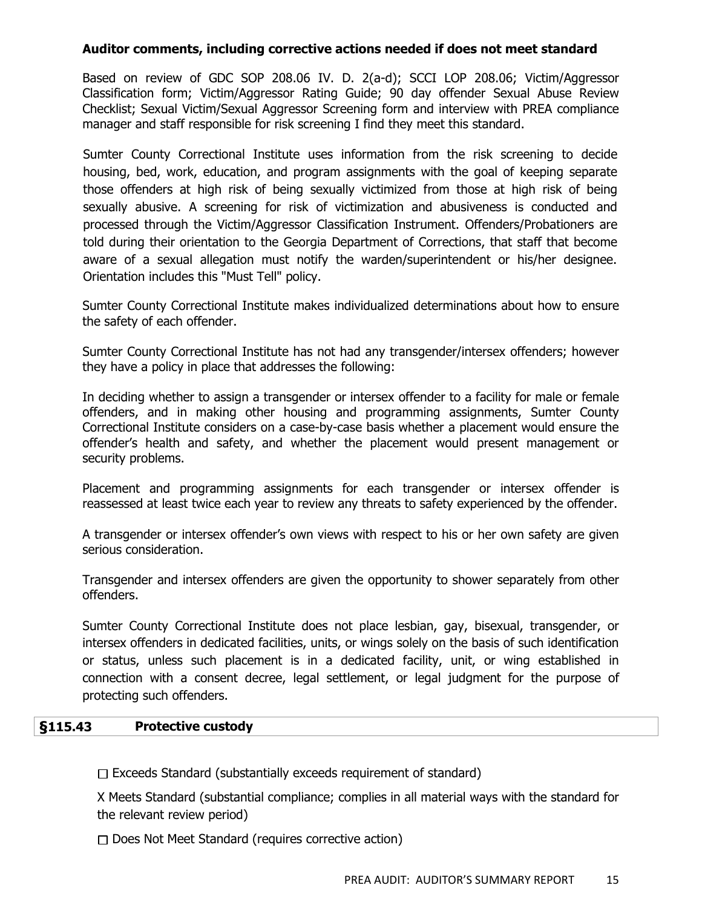**Auditor comments, including corrective actions needed if does not meet standard**

Based on review of GDC SOP 208.06 IV. D. 2(a-d); SCCI LOP 208.06; Victim/Aggressor Classification form; Victim/Aggressor Rating Guide; 90 day offender Sexual Abuse Review Checklist; Sexual Victim/Sexual Aggressor Screening form and interview with PREA compliance manager and staff responsible for risk screening I find they meet this standard.

Sumter County Correctional Institute uses information from the risk screening to decide housing, bed, work, education, and program assignments with the goal of keeping separate those offenders at high risk of being sexually victimized from those at high risk of being sexually abusive. A screening for risk of victimization and abusiveness is conducted and processed through the Victim/Aggressor Classification Instrument. Offenders/Probationers are told during their orientation to the Georgia Department of Corrections, that staff that become aware of a sexual allegation must notify the warden/superintendent or his/her designee. Orientation includes this "Must Tell" policy.

Sumter County Correctional Institute makes individualized determinations about how to ensure the safety of each offender.

Sumter County Correctional Institute has not had any transgender/intersex offenders; however they have a policy in place that addresses the following:

In deciding whether to assign a transgender or intersex offender to a facility for male or female offenders, and in making other housing and programming assignments, Sumter County Correctional Institute considers on a case-by-case basis whether a placement would ensure the offender's health and safety, and whether the placement would present management or security problems.

Placement and programming assignments for each transgender or intersex offender is reassessed at least twice each year to review any threats to safety experienced by the offender.

A transgender or intersex offender's own views with respect to his or her own safety are given serious consideration.

Transgender and intersex offenders are given the opportunity to shower separately from other offenders.

Sumter County Correctional Institute does not place lesbian, gay, bisexual, transgender, or intersex offenders in dedicated facilities, units, or wings solely on the basis of such identification or status, unless such placement is in a dedicated facility, unit, or wing established in connection with a consent decree, legal settlement, or legal judgment for the purpose of protecting such offenders.

## §115.43 Protective custody

☐ Exceeds Standard (substantially exceeds requirement of standard)

X Meets Standard (substantial compliance; complies in all material ways with the standard for the relevant review period)

☐ Does Not Meet Standard (requires corrective action)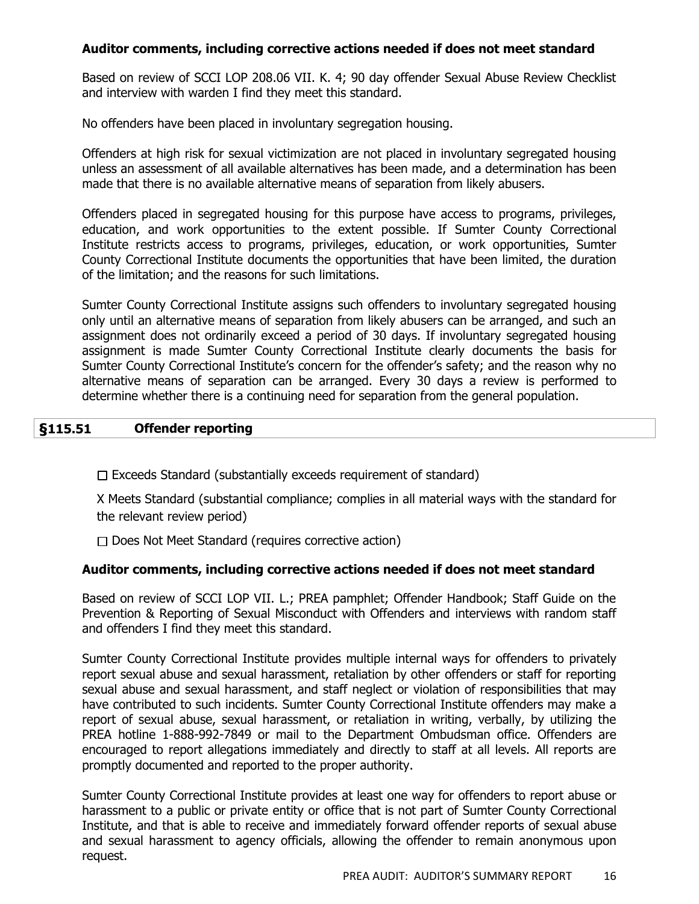**Auditor comments, including corrective actions needed if does not meet standard**

Based on review of SCCI LOP 208.06 VII. K. 4; 90 day offender Sexual Abuse Review Checklist and interview with warden I find they meet this standard.

No offenders have been placed in involuntary segregation housing.

Offenders at high risk for sexual victimization are not placed in involuntary segregated housing unless an assessment of all available alternatives has been made, and a determination has been made that there is no available alternative means of separation from likely abusers.

Offenders placed in segregated housing for this purpose have access to programs, privileges, education, and work opportunities to the extent possible. If Sumter County Correctional Institute restricts access to programs, privileges, education, or work opportunities, Sumter County Correctional Institute documents the opportunities that have been limited, the duration of the limitation; and the reasons for such limitations.

Sumter County Correctional Institute assigns such offenders to involuntary segregated housing only until an alternative means of separation from likely abusers can be arranged, and such an assignment does not ordinarily exceed a period of 30 days. If involuntary segregated housing assignment is made Sumter County Correctional Institute clearly documents the basis for Sumter County Correctional Institute's concern for the offender's safety; and the reason why no alternative means of separation can be arranged. Every 30 days a review is performed to determine whether there is a continuing need for separation from the general population.

## §115.51 Offender reporting

☐ Exceeds Standard (substantially exceeds requirement of standard)

X Meets Standard (substantial compliance; complies in all material ways with the standard for the relevant review period)

☐ Does Not Meet Standard (requires corrective action)

**Auditor comments, including corrective actions needed if does not meet standard**

Based on review of SCCI LOP VII. L.; PREA pamphlet; Offender Handbook; Staff Guide on the Prevention & Reporting of Sexual Misconduct with Offenders and interviews with random staff and offenders I find they meet this standard.

Sumter County Correctional Institute provides multiple internal ways for offenders to privately report sexual abuse and sexual harassment, retaliation by other offenders or staff for reporting sexual abuse and sexual harassment, and staff neglect or violation of responsibilities that may have contributed to such incidents. Sumter County Correctional Institute offenders may make a report of sexual abuse, sexual harassment, or retaliation in writing, verbally, by utilizing the PREA hotline 1-888-992-7849 or mail to the Department Ombudsman office. Offenders are encouraged to report allegations immediately and directly to staff at all levels. All reports are promptly documented and reported to the proper authority.

Sumter County Correctional Institute provides at least one way for offenders to report abuse or harassment to a public or private entity or office that is not part of Sumter County Correctional Institute, and that is able to receive and immediately forward offender reports of sexual abuse and sexual harassment to agency officials, allowing the offender to remain anonymous upon request.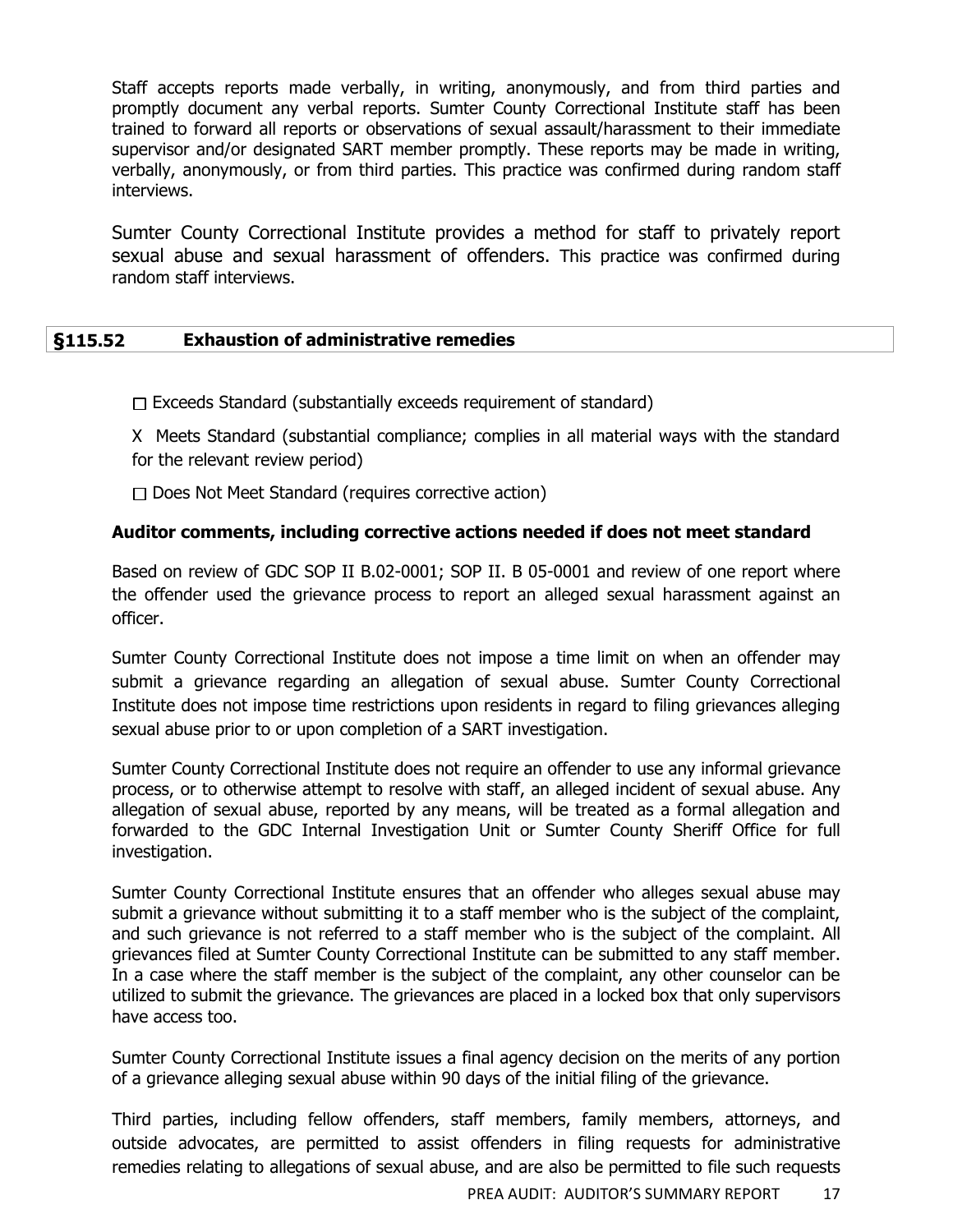Staff accepts reports made verbally, in writing, anonymously, and from third parties and promptly document any verbal reports. Sumter County Correctional Institute staff has been trained to forward all reports or observations of sexual assault/harassment to their immediate supervisor and/or designated SART member promptly. These reports may be made in writing, verbally, anonymously, or from third parties. This practice was confirmed during random staff interviews.

Sumter County Correctional Institute provides a method for staff to privately report sexual abuse and sexual harassment of offenders. This practice was confirmed during random staff interviews.

## §115.52 Exhaustion of administrative remedies

☐ Exceeds Standard (substantially exceeds requirement of standard)

X Meets Standard (substantial compliance; complies in all material ways with the standard for the relevant review period)

☐ Does Not Meet Standard (requires corrective action)

**Auditor comments, including corrective actions needed if does not meet standard**

Based on review of GDC SOP II B.02-0001; SOP II. B 05-0001 and review of one report where the offender used the grievance process to report an alleged sexual harassment against an officer.

Sumter County Correctional Institute does not impose a time limit on when an offender may submit a grievance regarding an allegation of sexual abuse. Sumter County Correctional Institute does not impose time restrictions upon residents in regard to filing grievances alleging sexual abuse prior to or upon completion of a SART investigation.

Sumter County Correctional Institute does not require an offender to use any informal grievance process, or to otherwise attempt to resolve with staff, an alleged incident of sexual abuse. Any allegation of sexual abuse, reported by any means, will be treated as a formal allegation and forwarded to the GDC Internal Investigation Unit or Sumter County Sheriff Office for full investigation.

Sumter County Correctional Institute ensures that an offender who alleges sexual abuse may submit a grievance without submitting it to a staff member who is the subject of the complaint, and such grievance is not referred to a staff member who is the subject of the complaint. All grievances filed at Sumter County Correctional Institute can be submitted to any staff member. In a case where the staff member is the subject of the complaint, any other counselor can be utilized to submit the grievance. The grievances are placed in a locked box that only supervisors have access too.

Sumter County Correctional Institute issues a final agency decision on the merits of any portion of a grievance alleging sexual abuse within 90 days of the initial filing of the grievance.

Third parties, including fellow offenders, staff members, family members, attorneys, and outside advocates, are permitted to assist offenders in filing requests for administrative remedies relating to allegations of sexual abuse, and are also be permitted to file such requests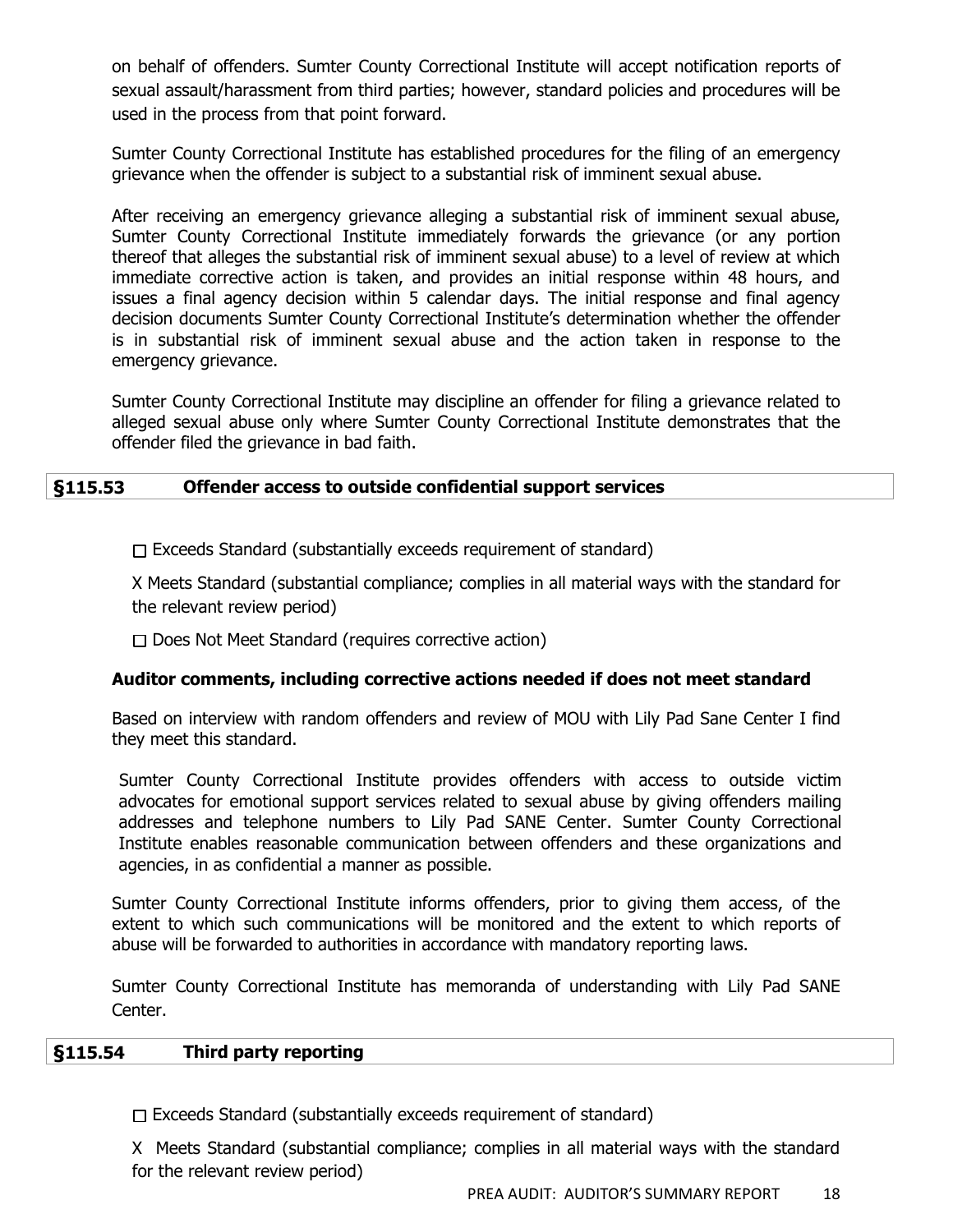on behalf of offenders. Sumter County Correctional Institute will accept notification reports of sexual assault/harassment from third parties; however, standard policies and procedures will be used in the process from that point forward.

Sumter County Correctional Institute has established procedures for the filing of an emergency grievance when the offender is subject to a substantial risk of imminent sexual abuse.

After receiving an emergency grievance alleging a substantial risk of imminent sexual abuse, Sumter County Correctional Institute immediately forwards the grievance (or any portion thereof that alleges the substantial risk of imminent sexual abuse) to a level of review at which immediate corrective action is taken, and provides an initial response within 48 hours, and issues a final agency decision within 5 calendar days. The initial response and final agency decision documents Sumter County Correctional Institute's determination whether the offender is in substantial risk of imminent sexual abuse and the action taken in response to the emergency grievance.

Sumter County Correctional Institute may discipline an offender for filing a grievance related to alleged sexual abuse only where Sumter County Correctional Institute demonstrates that the offender filed the grievance in bad faith.

## §115.53 Offender access to outside confidential support services

☐ Exceeds Standard (substantially exceeds requirement of standard)

X Meets Standard (substantial compliance; complies in all material ways with the standard for the relevant review period)

☐ Does Not Meet Standard (requires corrective action)

**Auditor comments, including corrective actions needed if does not meet standard**

Based on interview with random offenders and review of MOU with Lily Pad Sane Center I find they meet this standard.

Sumter County Correctional Institute provides offenders with access to outside victim advocates for emotional support services related to sexual abuse by giving offenders mailing addresses and telephone numbers to Lily Pad SANE Center. Sumter County Correctional Institute enables reasonable communication between offenders and these organizations and agencies, in as confidential a manner as possible.

Sumter County Correctional Institute informs offenders, prior to giving them access, of the extent to which such communications will be monitored and the extent to which reports of abuse will be forwarded to authorities in accordance with mandatory reporting laws.

Sumter County Correctional Institute has memoranda of understanding with Lily Pad SANE Center.

## §115.54 Third party reporting

☐ Exceeds Standard (substantially exceeds requirement of standard)

X Meets Standard (substantial compliance; complies in all material ways with the standard for the relevant review period)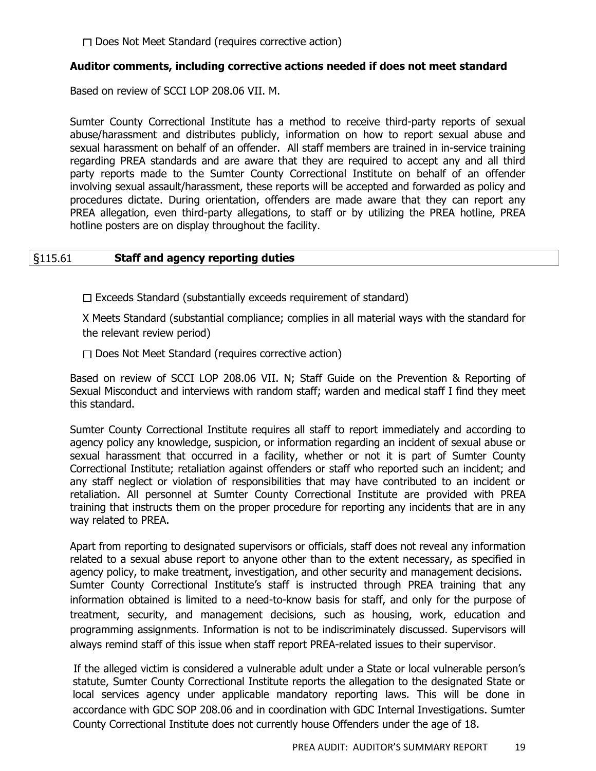☐ Does Not Meet Standard (requires corrective action)

**Auditor comments, including corrective actions needed if does not meet standard**

Based on review of SCCI LOP 208.06 VII. M.

Sumter County Correctional Institute has a method to receive third-party reports of sexual abuse/harassment and distributes publicly, information on how to report sexual abuse and sexual harassment on behalf of an offender. All staff members are trained in in-service training regarding PREA standards and are aware that they are required to accept any and all third party reports made to the Sumter County Correctional Institute on behalf of an offender involving sexual assault/harassment, these reports will be accepted and forwarded as policy and procedures dictate. During orientation, offenders are made aware that they can report any PREA allegation, even third-party allegations, to staff or by utilizing the PREA hotline, PREA hotline posters are on display throughout the facility.

## §115.61 **Staff and agency reporting duties**

☐ Exceeds Standard (substantially exceeds requirement of standard)

X Meets Standard (substantial compliance; complies in all material ways with the standard for the relevant review period)

☐ Does Not Meet Standard (requires corrective action)

Based on review of SCCI LOP 208.06 VII. N; Staff Guide on the Prevention & Reporting of Sexual Misconduct and interviews with random staff; warden and medical staff I find they meet this standard.

Sumter County Correctional Institute requires all staff to report immediately and according to agency policy any knowledge, suspicion, or information regarding an incident of sexual abuse or sexual harassment that occurred in a facility, whether or not it is part of Sumter County Correctional Institute; retaliation against offenders or staff who reported such an incident; and any staff neglect or violation of responsibilities that may have contributed to an incident or retaliation. All personnel at Sumter County Correctional Institute are provided with PREA training that instructs them on the proper procedure for reporting any incidents that are in any way related to PREA.

Apart from reporting to designated supervisors or officials, staff does not reveal any information related to a sexual abuse report to anyone other than to the extent necessary, as specified in agency policy, to make treatment, investigation, and other security and management decisions. Sumter County Correctional Institute's staff is instructed through PREA training that any information obtained is limited to a need-to-know basis for staff, and only for the purpose of treatment, security, and management decisions, such as housing, work, education and programming assignments. Information is not to be indiscriminately discussed. Supervisors will always remind staff of this issue when staff report PREA-related issues to their supervisor.

If the alleged victim is considered a vulnerable adult under a State or local vulnerable person's statute, Sumter County Correctional Institute reports the allegation to the designated State or local services agency under applicable mandatory reporting laws. This will be done in accordance with GDC SOP 208.06 and in coordination with GDC Internal Investigations. Sumter County Correctional Institute does not currently house Offenders under the age of 18.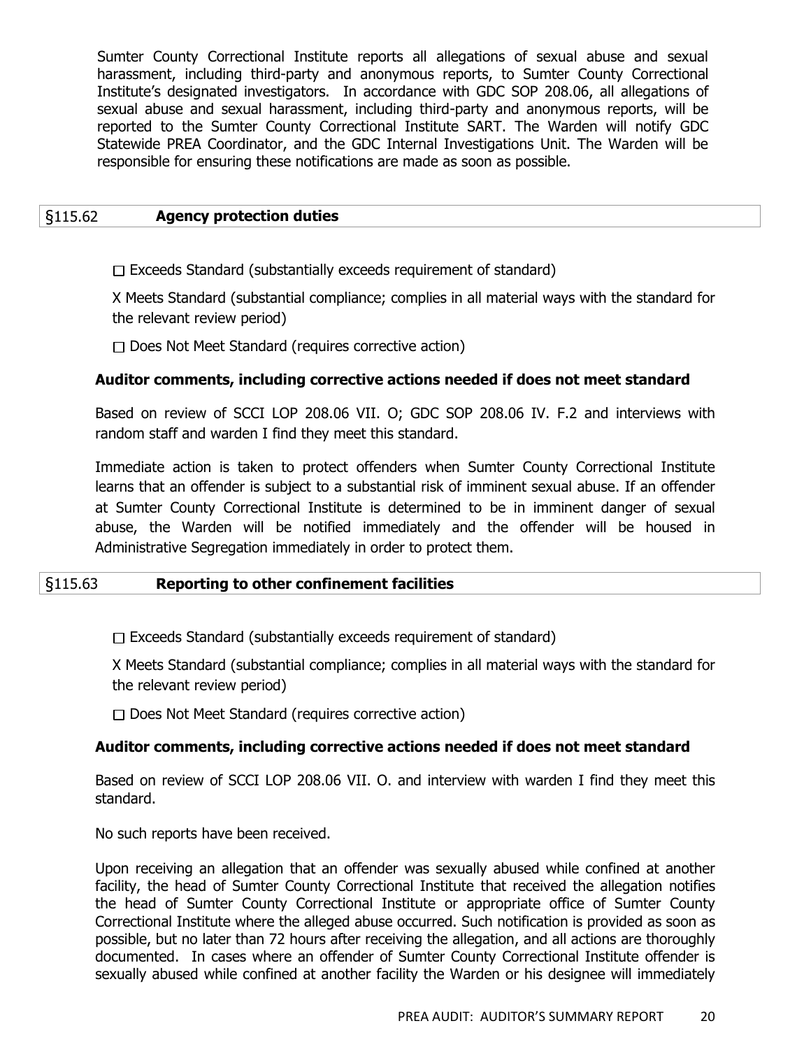Sumter County Correctional Institute reports all allegations of sexual abuse and sexual harassment, including third-party and anonymous reports, to Sumter County Correctional Institute's designated investigators. In accordance with GDC SOP 208.06, all allegations of sexual abuse and sexual harassment, including third-party and anonymous reports, will be reported to the Sumter County Correctional Institute SART. The Warden will notify GDC Statewide PREA Coordinator, and the GDC Internal Investigations Unit. The Warden will be responsible for ensuring these notifications are made as soon as possible.

## §115.62 Agency protection duties

☐ Exceeds Standard (substantially exceeds requirement of standard)

X Meets Standard (substantial compliance; complies in all material ways with the standard for the relevant review period)

☐ Does Not Meet Standard (requires corrective action)

**Auditor comments, including corrective actions needed if does not meet standard**

Based on review of SCCI LOP 208.06 VII. O; GDC SOP 208.06 IV. F.2 and interviews with random staff and warden I find they meet this standard.

Immediate action is taken to protect offenders when Sumter County Correctional Institute learns that an offender is subject to a substantial risk of imminent sexual abuse. If an offender at Sumter County Correctional Institute is determined to be in imminent danger of sexual abuse, the Warden will be notified immediately and the offender will be housed in Administrative Segregation immediately in order to protect them.

## §115.63 Reporting to other confinement facilities

☐ Exceeds Standard (substantially exceeds requirement of standard)

X Meets Standard (substantial compliance; complies in all material ways with the standard for the relevant review period)

☐ Does Not Meet Standard (requires corrective action)

**Auditor comments, including corrective actions needed if does not meet standard**

Based on review of SCCI LOP 208.06 VII. O. and interview with warden I find they meet this standard.

No such reports have been received.

Upon receiving an allegation that an offender was sexually abused while confined at another facility, the head of Sumter County Correctional Institute that received the allegation notifies the head of Sumter County Correctional Institute or appropriate office of Sumter County Correctional Institute where the alleged abuse occurred. Such notification is provided as soon as possible, but no later than 72 hours after receiving the allegation, and all actions are thoroughly documented. In cases where an offender of Sumter County Correctional Institute offender is sexually abused while confined at another facility the Warden or his designee will immediately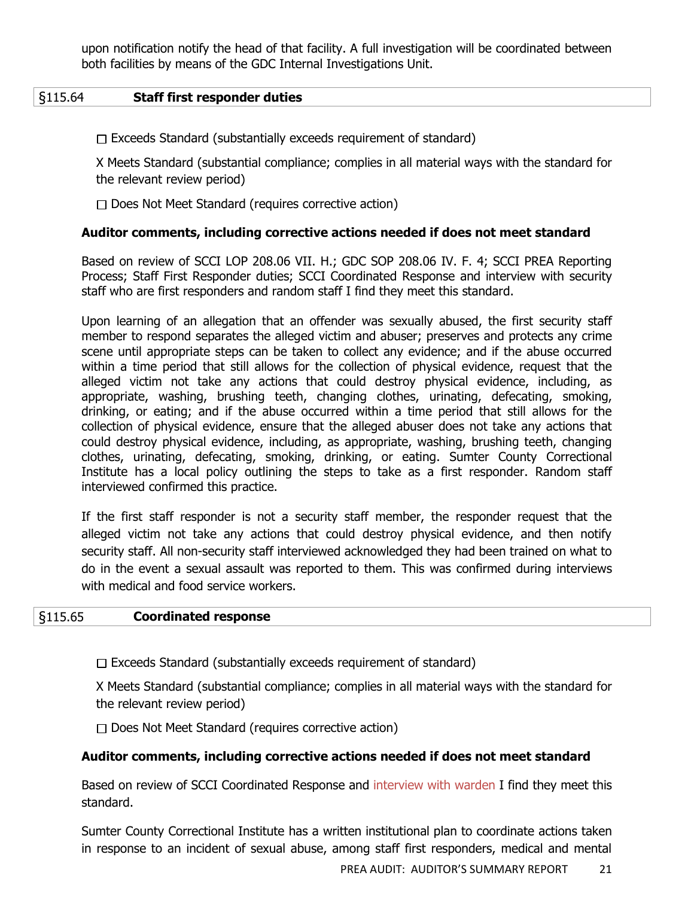upon notification notify the head of that facility. A full investigation will be coordinated between both facilities by means of the GDC Internal Investigations Unit.

## §115.64 **Staff first responder duties**

☐ Exceeds Standard (substantially exceeds requirement of standard)

X Meets Standard (substantial compliance; complies in all material ways with the standard for the relevant review period)

☐ Does Not Meet Standard (requires corrective action)

**Auditor comments, including corrective actions needed if does not meet standard**

Based on review of SCCI LOP 208.06 VII. H.; GDC SOP 208.06 IV. F. 4; SCCI PREA Reporting Process; Staff First Responder duties; SCCI Coordinated Response and interview with security staff who are first responders and random staff I find they meet this standard.

Upon learning of an allegation that an offender was sexually abused, the first security staff member to respond separates the alleged victim and abuser; preserves and protects any crime scene until appropriate steps can be taken to collect any evidence; and if the abuse occurred within a time period that still allows for the collection of physical evidence, request that the alleged victim not take any actions that could destroy physical evidence, including, as appropriate, washing, brushing teeth, changing clothes, urinating, defecating, smoking, drinking, or eating; and if the abuse occurred within a time period that still allows for the collection of physical evidence, ensure that the alleged abuser does not take any actions that could destroy physical evidence, including, as appropriate, washing, brushing teeth, changing clothes, urinating, defecating, smoking, drinking, or eating. Sumter County Correctional Institute has a local policy outlining the steps to take as a first responder. Random staff interviewed confirmed this practice.

If the first staff responder is not a security staff member, the responder request that the alleged victim not take any actions that could destroy physical evidence, and then notify security staff. All non-security staff interviewed acknowledged they had been trained on what to do in the event a sexual assault was reported to them. This was confirmed during interviews with medical and food service workers.

## §115.65 **Coordinated response**

☐ Exceeds Standard (substantially exceeds requirement of standard)

X Meets Standard (substantial compliance; complies in all material ways with the standard for the relevant review period)

☐ Does Not Meet Standard (requires corrective action)

**Auditor comments, including corrective actions needed if does not meet standard**

Based on review of SCCI Coordinated Response and interview with warden I find they meet this standard.

Sumter County Correctional Institute has a written institutional plan to coordinate actions taken in response to an incident of sexual abuse, among staff first responders, medical and mental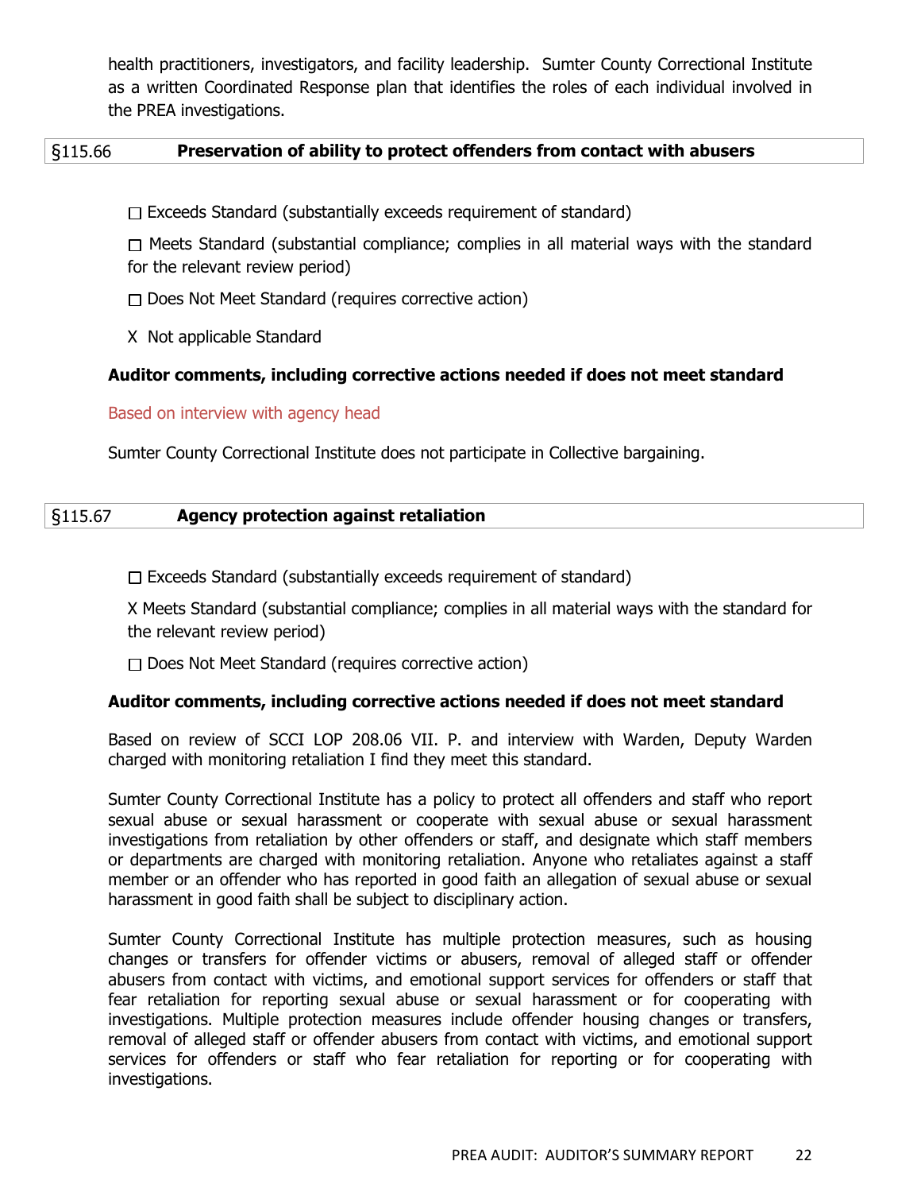health practitioners, investigators, and facility leadership. Sumter County Correctional Institute as a written Coordinated Response plan that identifies the roles of each individual involved in the PREA investigations.

## §115.66 Preservation of ability to protect offenders from contact with abusers

☐ Exceeds Standard (substantially exceeds requirement of standard)

☐ Meets Standard (substantial compliance; complies in all material ways with the standard for the relevant review period)

☐ Does Not Meet Standard (requires corrective action)

X Not applicable Standard

**Auditor comments, including corrective actions needed if does not meet standard**

Based on interview with agency head

Sumter County Correctional Institute does not participate in Collective bargaining.

## §115.67 Agency protection against retaliation

☐ Exceeds Standard (substantially exceeds requirement of standard)

X Meets Standard (substantial compliance; complies in all material ways with the standard for the relevant review period)

☐ Does Not Meet Standard (requires corrective action)

**Auditor comments, including corrective actions needed if does not meet standard**

Based on review of SCCI LOP 208.06 VII. P. and interview with Warden, Deputy Warden charged with monitoring retaliation I find they meet this standard.

Sumter County Correctional Institute has a policy to protect all offenders and staff who report sexual abuse or sexual harassment or cooperate with sexual abuse or sexual harassment investigations from retaliation by other offenders or staff, and designate which staff members or departments are charged with monitoring retaliation. Anyone who retaliates against a staff member or an offender who has reported in good faith an allegation of sexual abuse or sexual harassment in good faith shall be subject to disciplinary action.

Sumter County Correctional Institute has multiple protection measures, such as housing changes or transfers for offender victims or abusers, removal of alleged staff or offender abusers from contact with victims, and emotional support services for offenders or staff that fear retaliation for reporting sexual abuse or sexual harassment or for cooperating with investigations. Multiple protection measures include offender housing changes or transfers, removal of alleged staff or offender abusers from contact with victims, and emotional support services for offenders or staff who fear retaliation for reporting or for cooperating with investigations.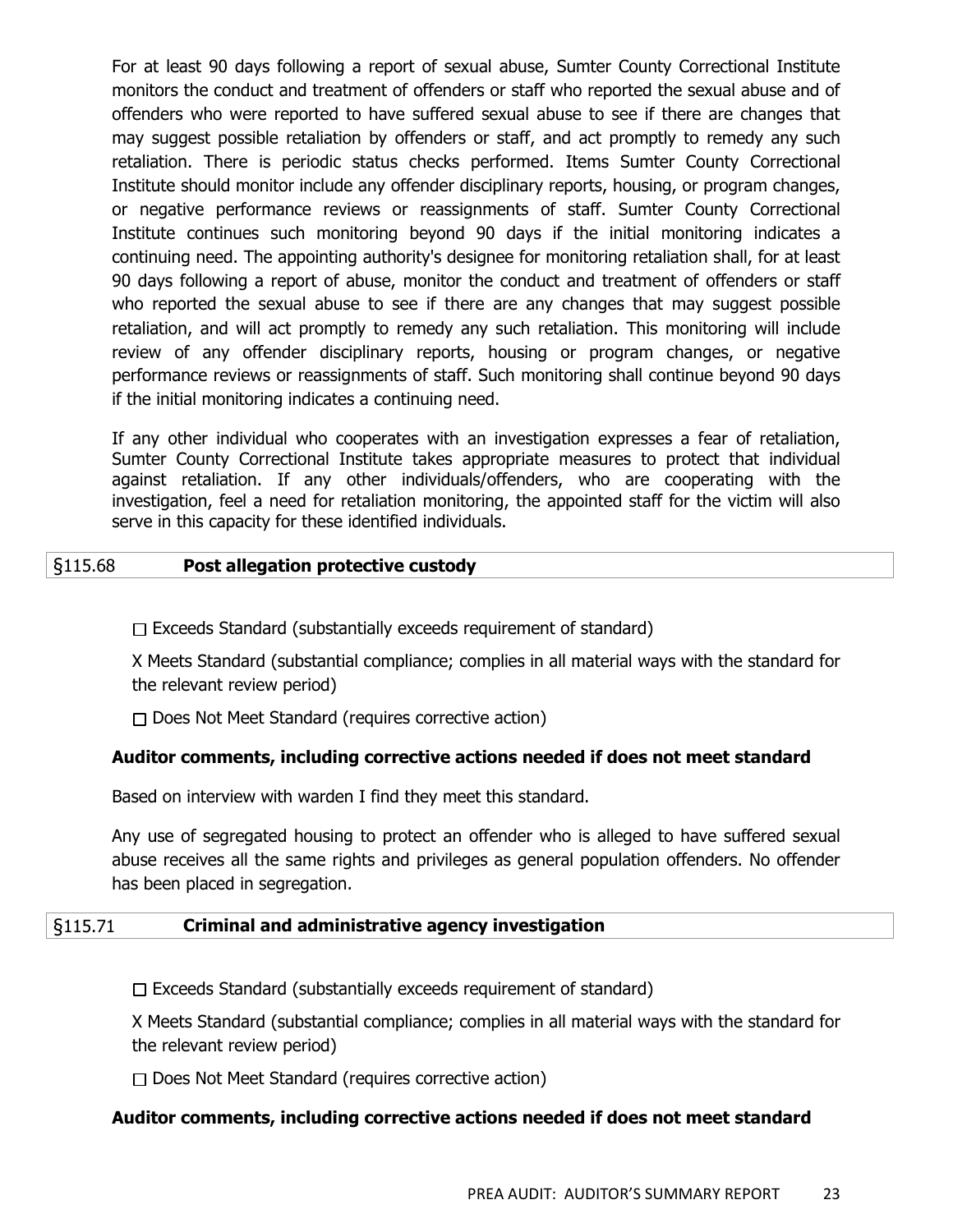For at least 90 days following a report of sexual abuse, Sumter County Correctional Institute monitors the conduct and treatment of offenders or staff who reported the sexual abuse and of offenders who were reported to have suffered sexual abuse to see if there are changes that may suggest possible retaliation by offenders or staff, and act promptly to remedy any such retaliation. There is periodic status checks performed. Items Sumter County Correctional Institute should monitor include any offender disciplinary reports, housing, or program changes, or negative performance reviews or reassignments of staff. Sumter County Correctional Institute continues such monitoring beyond 90 days if the initial monitoring indicates a continuing need. The appointing authority's designee for monitoring retaliation shall, for at least 90 days following a report of abuse, monitor the conduct and treatment of offenders or staff who reported the sexual abuse to see if there are any changes that may suggest possible retaliation, and will act promptly to remedy any such retaliation. This monitoring will include review of any offender disciplinary reports, housing or program changes, or negative performance reviews or reassignments of staff. Such monitoring shall continue beyond 90 days if the initial monitoring indicates a continuing need.

If any other individual who cooperates with an investigation expresses a fear of retaliation, Sumter County Correctional Institute takes appropriate measures to protect that individual against retaliation. If any other individuals/offenders, who are cooperating with the investigation, feel a need for retaliation monitoring, the appointed staff for the victim will also serve in this capacity for these identified individuals.

## §115.68 **Post allegation protective custody**

☐ Exceeds Standard (substantially exceeds requirement of standard)

X Meets Standard (substantial compliance; complies in all material ways with the standard for the relevant review period)

☐ Does Not Meet Standard (requires corrective action)

**Auditor comments, including corrective actions needed if does not meet standard**

Based on interview with warden I find they meet this standard.

Any use of segregated housing to protect an offender who is alleged to have suffered sexual abuse receives all the same rights and privileges as general population offenders. No offender has been placed in segregation.

## §115.71 **Criminal and administrative agency investigation**

☐ Exceeds Standard (substantially exceeds requirement of standard)

X Meets Standard (substantial compliance; complies in all material ways with the standard for the relevant review period)

☐ Does Not Meet Standard (requires corrective action)

**Auditor comments, including corrective actions needed if does not meet standard**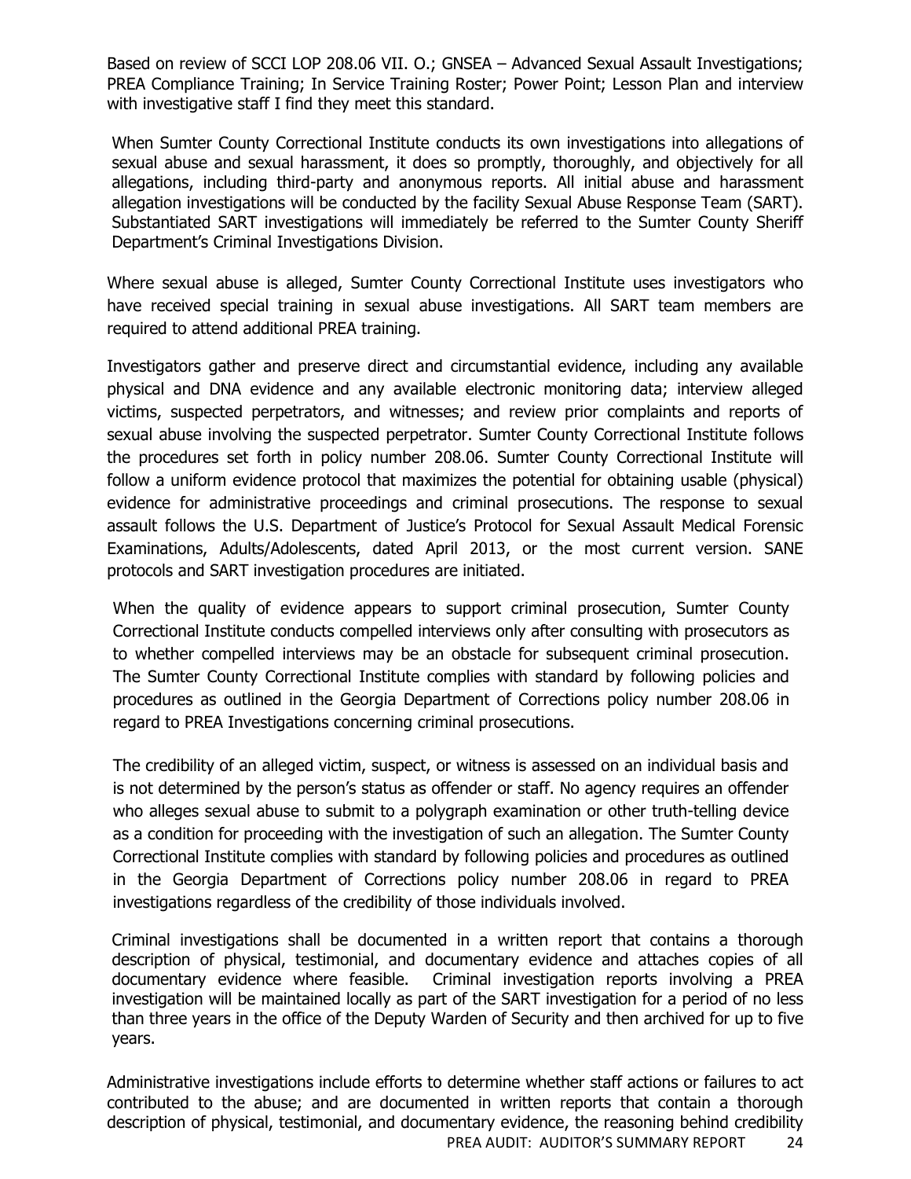Based on review of SCCI LOP 208.06 VII. O.; GNSEA – Advanced Sexual Assault Investigations; PREA Compliance Training; In Service Training Roster; Power Point; Lesson Plan and interview with investigative staff I find they meet this standard.

When Sumter County Correctional Institute conducts its own investigations into allegations of sexual abuse and sexual harassment, it does so promptly, thoroughly, and objectively for all allegations, including third-party and anonymous reports. All initial abuse and harassment allegation investigations will be conducted by the facility Sexual Abuse Response Team (SART). Substantiated SART investigations will immediately be referred to the Sumter County Sheriff Department's Criminal Investigations Division.

Where sexual abuse is alleged, Sumter County Correctional Institute uses investigators who have received special training in sexual abuse investigations. All SART team members are required to attend additional PREA training.

Investigators gather and preserve direct and circumstantial evidence, including any available physical and DNA evidence and any available electronic monitoring data; interview alleged victims, suspected perpetrators, and witnesses; and review prior complaints and reports of sexual abuse involving the suspected perpetrator. Sumter County Correctional Institute follows the procedures set forth in policy number 208.06. Sumter County Correctional Institute will follow a uniform evidence protocol that maximizes the potential for obtaining usable (physical) evidence for administrative proceedings and criminal prosecutions. The response to sexual assault follows the U.S. Department of Justice's Protocol for Sexual Assault Medical Forensic Examinations, Adults/Adolescents, dated April 2013, or the most current version. SANE protocols and SART investigation procedures are initiated.

When the quality of evidence appears to support criminal prosecution, Sumter County Correctional Institute conducts compelled interviews only after consulting with prosecutors as to whether compelled interviews may be an obstacle for subsequent criminal prosecution. The Sumter County Correctional Institute complies with standard by following policies and procedures as outlined in the Georgia Department of Corrections policy number 208.06 in regard to PREA Investigations concerning criminal prosecutions.

The credibility of an alleged victim, suspect, or witness is assessed on an individual basis and is not determined by the person's status as offender or staff. No agency requires an offender who alleges sexual abuse to submit to a polygraph examination or other truth-telling device as a condition for proceeding with the investigation of such an allegation. The Sumter County Correctional Institute complies with standard by following policies and procedures as outlined in the Georgia Department of Corrections policy number 208.06 in regard to PREA investigations regardless of the credibility of those individuals involved.

Criminal investigations shall be documented in a written report that contains a thorough description of physical, testimonial, and documentary evidence and attaches copies of all documentary evidence where feasible. Criminal investigation reports involving a PREA investigation will be maintained locally as part of the SART investigation for a period of no less than three years in the office of the Deputy Warden of Security and then archived for up to five years.

Administrative investigations include efforts to determine whether staff actions or failures to act contributed to the abuse; and are documented in written reports that contain a thorough description of physical, testimonial, and documentary evidence, the reasoning behind credibility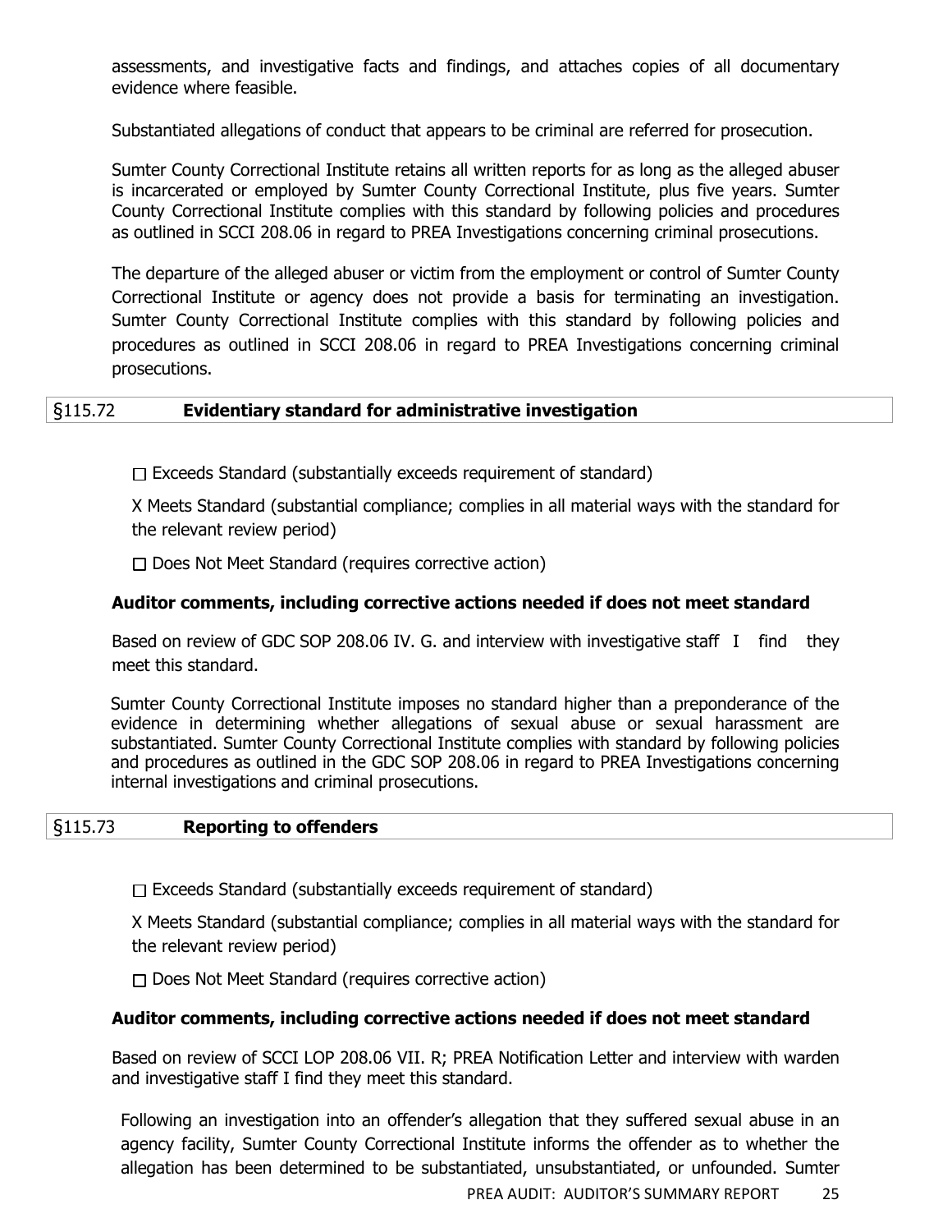assessments, and investigative facts and findings, and attaches copies of all documentary evidence where feasible.

Substantiated allegations of conduct that appears to be criminal are referred for prosecution.

Sumter County Correctional Institute retains all written reports for as long as the alleged abuser is incarcerated or employed by Sumter County Correctional Institute, plus five years. Sumter County Correctional Institute complies with this standard by following policies and procedures as outlined in SCCI 208.06 in regard to PREA Investigations concerning criminal prosecutions.

The departure of the alleged abuser or victim from the employment or control of Sumter County Correctional Institute or agency does not provide a basis for terminating an investigation. Sumter County Correctional Institute complies with this standard by following policies and procedures as outlined in SCCI 208.06 in regard to PREA Investigations concerning criminal prosecutions.

## §115.72 **Evidentiary standard for administrative investigation**

☐ Exceeds Standard (substantially exceeds requirement of standard)

X Meets Standard (substantial compliance; complies in all material ways with the standard for the relevant review period)

☐ Does Not Meet Standard (requires corrective action)

### Auditor comments, including corrective actions needed if does not meet standard

Based on review of GDC SOP 208.06 IV. G. and interview with investigative staff I find they meet this standard.

Sumter County Correctional Institute imposes no standard higher than a preponderance of the evidence in determining whether allegations of sexual abuse or sexual harassment are substantiated. Sumter County Correctional Institute complies with standard by following policies and procedures as outlined in the GDC SOP 208.06 in regard to PREA Investigations concerning internal investigations and criminal prosecutions.

## §115.73 **Reporting to offenders**

☐ Exceeds Standard (substantially exceeds requirement of standard)

X Meets Standard (substantial compliance; complies in all material ways with the standard for the relevant review period)

☐ Does Not Meet Standard (requires corrective action)

### Auditor comments, including corrective actions needed if does not meet standard

Based on review of SCCI LOP 208.06 VII. R; PREA Notification Letter and interview with warden and investigative staff I find they meet this standard.

Following an investigation into an offender's allegation that they suffered sexual abuse in an agency facility, Sumter County Correctional Institute informs the offender as to whether the allegation has been determined to be substantiated, unsubstantiated, or unfounded. Sumter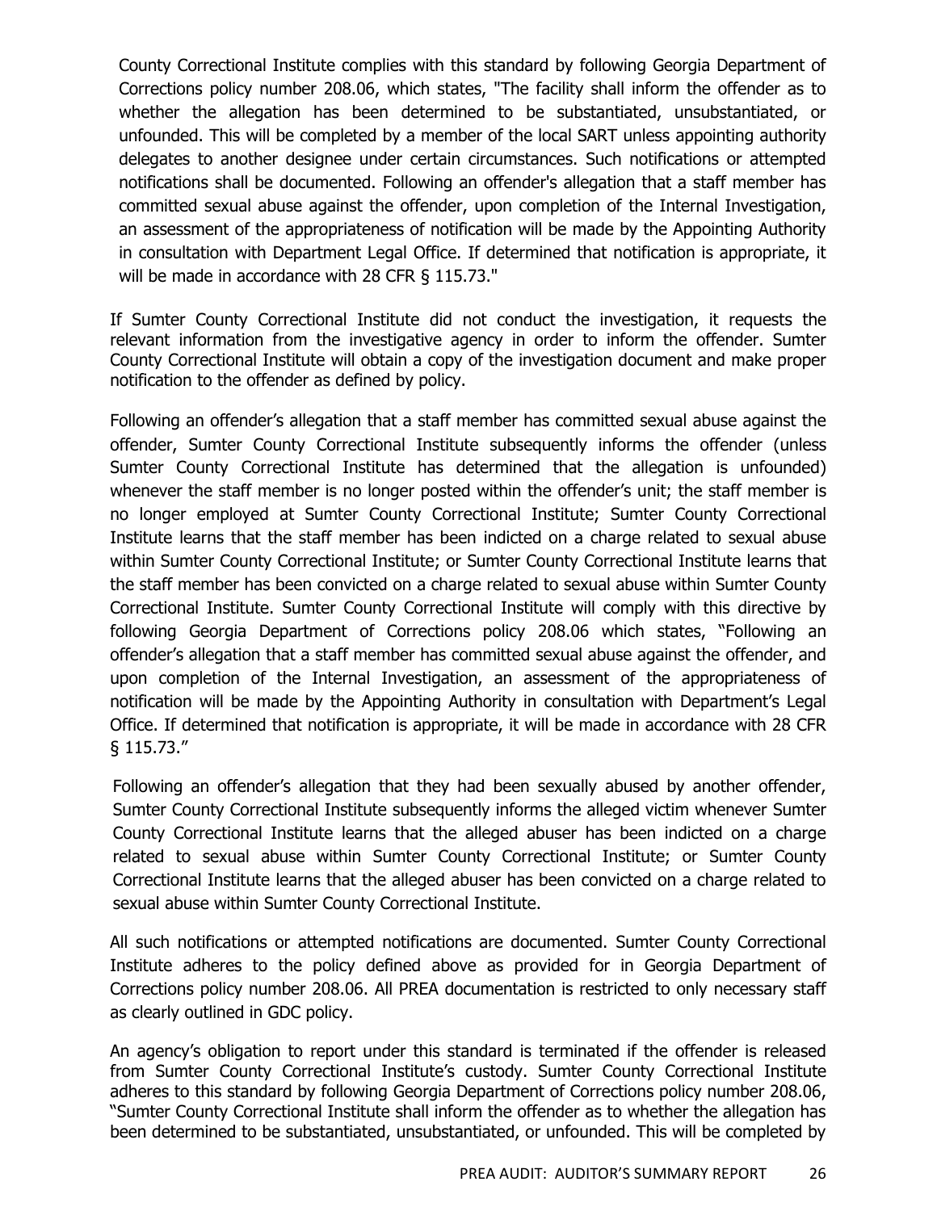County Correctional Institute complies with this standard by following Georgia Department of Corrections policy number 208.06, which states, "The facility shall inform the offender as to whether the allegation has been determined to be substantiated, unsubstantiated, or unfounded. This will be completed by a member of the local SART unless appointing authority delegates to another designee under certain circumstances. Such notifications or attempted notifications shall be documented. Following an offender's allegation that a staff member has committed sexual abuse against the offender, upon completion of the Internal Investigation, an assessment of the appropriateness of notification will be made by the Appointing Authority in consultation with Department Legal Office. If determined that notification is appropriate, it will be made in accordance with 28 CFR § 115.73."

If Sumter County Correctional Institute did not conduct the investigation, it requests the relevant information from the investigative agency in order to inform the offender. Sumter County Correctional Institute will obtain a copy of the investigation document and make proper notification to the offender as defined by policy.

Following an offender's allegation that a staff member has committed sexual abuse against the offender, Sumter County Correctional Institute subsequently informs the offender (unless Sumter County Correctional Institute has determined that the allegation is unfounded) whenever the staff member is no longer posted within the offender's unit; the staff member is no longer employed at Sumter County Correctional Institute; Sumter County Correctional Institute learns that the staff member has been indicted on a charge related to sexual abuse within Sumter County Correctional Institute; or Sumter County Correctional Institute learns that the staff member has been convicted on a charge related to sexual abuse within Sumter County Correctional Institute. Sumter County Correctional Institute will comply with this directive by following Georgia Department of Corrections policy 208.06 which states, "Following an offender's allegation that a staff member has committed sexual abuse against the offender, and upon completion of the Internal Investigation, an assessment of the appropriateness of notification will be made by the Appointing Authority in consultation with Department's Legal Office. If determined that notification is appropriate, it will be made in accordance with 28 CFR § 115.73."

Following an offender's allegation that they had been sexually abused by another offender, Sumter County Correctional Institute subsequently informs the alleged victim whenever Sumter County Correctional Institute learns that the alleged abuser has been indicted on a charge related to sexual abuse within Sumter County Correctional Institute; or Sumter County Correctional Institute learns that the alleged abuser has been convicted on a charge related to sexual abuse within Sumter County Correctional Institute.

All such notifications or attempted notifications are documented. Sumter County Correctional Institute adheres to the policy defined above as provided for in Georgia Department of Corrections policy number 208.06. All PREA documentation is restricted to only necessary staff as clearly outlined in GDC policy.

An agency's obligation to report under this standard is terminated if the offender is released from Sumter County Correctional Institute's custody. Sumter County Correctional Institute adheres to this standard by following Georgia Department of Corrections policy number 208.06, "Sumter County Correctional Institute shall inform the offender as to whether the allegation has been determined to be substantiated, unsubstantiated, or unfounded. This will be completed by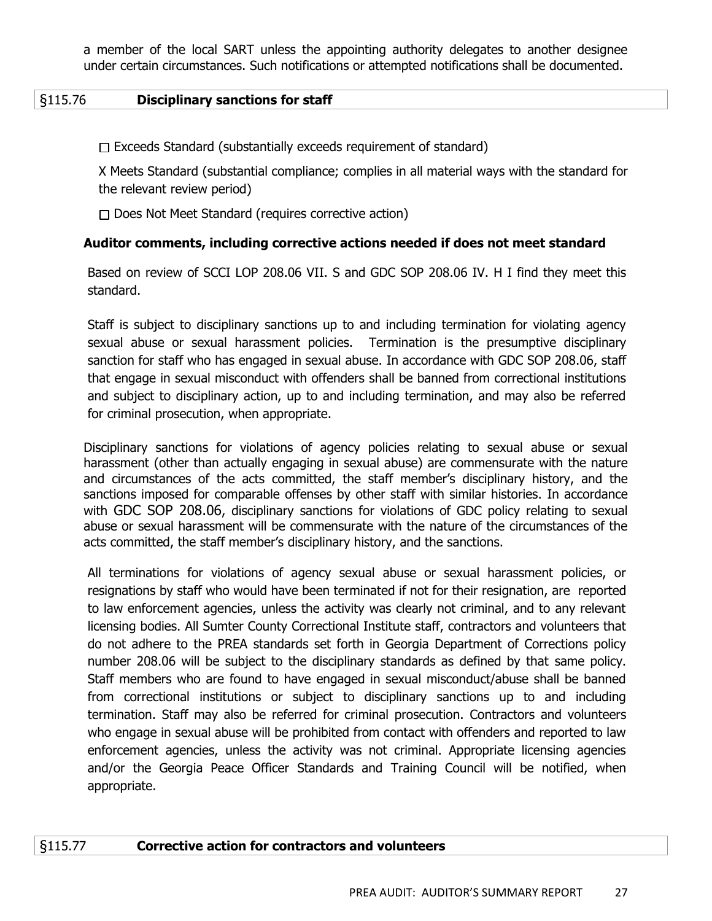a member of the local SART unless the appointing authority delegates to another designee under certain circumstances. Such notifications or attempted notifications shall be documented.

## §115.76 **Disciplinary sanctions for staff**

☐ Exceeds Standard (substantially exceeds requirement of standard)

X Meets Standard (substantial compliance; complies in all material ways with the standard for the relevant review period)

☐ Does Not Meet Standard (requires corrective action)

**Auditor comments, including corrective actions needed if does not meet standard**

Based on review of SCCI LOP 208.06 VII. S and GDC SOP 208.06 IV. H I find they meet this standard.

Staff is subject to disciplinary sanctions up to and including termination for violating agency sexual abuse or sexual harassment policies. Termination is the presumptive disciplinary sanction for staff who has engaged in sexual abuse. In accordance with GDC SOP 208.06, staff that engage in sexual misconduct with offenders shall be banned from correctional institutions and subject to disciplinary action, up to and including termination, and may also be referred for criminal prosecution, when appropriate.

Disciplinary sanctions for violations of agency policies relating to sexual abuse or sexual harassment (other than actually engaging in sexual abuse) are commensurate with the nature and circumstances of the acts committed, the staff member's disciplinary history, and the sanctions imposed for comparable offenses by other staff with similar histories. In accordance with GDC SOP 208.06, disciplinary sanctions for violations of GDC policy relating to sexual abuse or sexual harassment will be commensurate with the nature of the circumstances of the acts committed, the staff member's disciplinary history, and the sanctions.

All terminations for violations of agency sexual abuse or sexual harassment policies, or resignations by staff who would have been terminated if not for their resignation, are reported to law enforcement agencies, unless the activity was clearly not criminal, and to any relevant licensing bodies. All Sumter County Correctional Institute staff, contractors and volunteers that do not adhere to the PREA standards set forth in Georgia Department of Corrections policy number 208.06 will be subject to the disciplinary standards as defined by that same policy. Staff members who are found to have engaged in sexual misconduct/abuse shall be banned from correctional institutions or subject to disciplinary sanctions up to and including termination. Staff may also be referred for criminal prosecution. Contractors and volunteers who engage in sexual abuse will be prohibited from contact with offenders and reported to law enforcement agencies, unless the activity was not criminal. Appropriate licensing agencies and/or the Georgia Peace Officer Standards and Training Council will be notified, when appropriate.

## §115.77 **Corrective action for contractors and volunteers**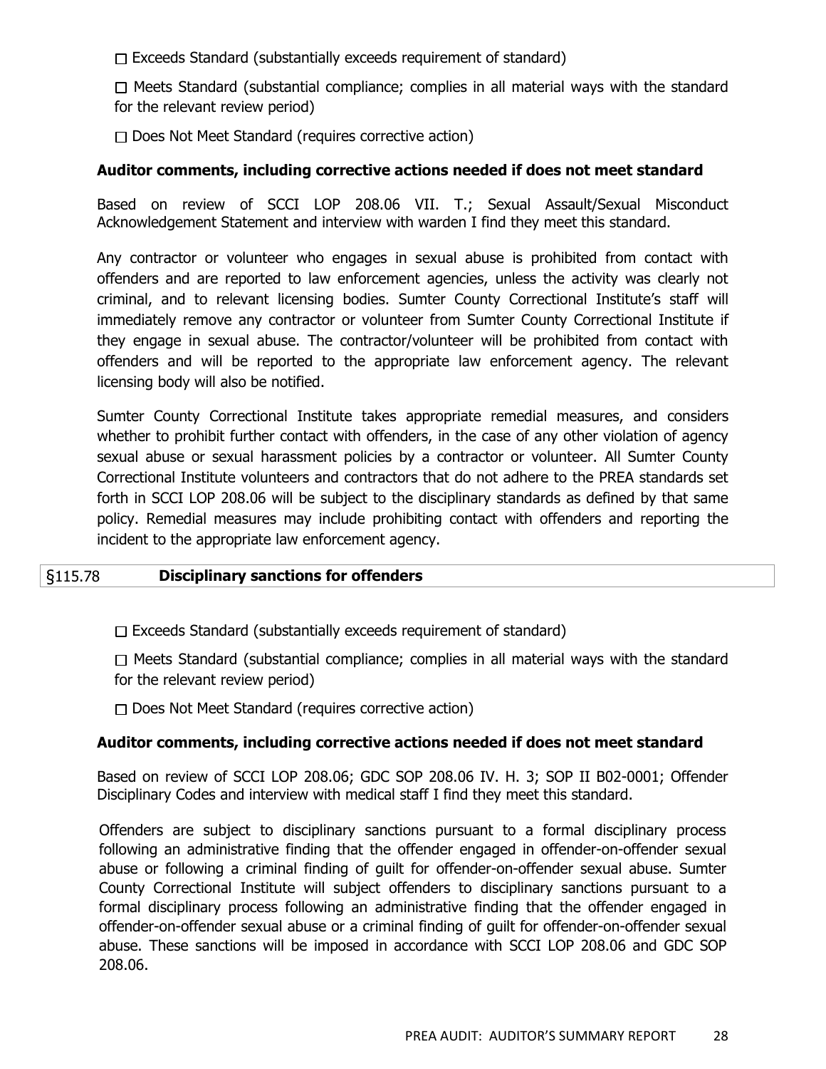☐ Exceeds Standard (substantially exceeds requirement of standard)

☐ Meets Standard (substantial compliance; complies in all material ways with the standard for the relevant review period)

☐ Does Not Meet Standard (requires corrective action)

**Auditor comments, including corrective actions needed if does not meet standard**

Based on review of SCCI LOP 208.06 VII. T.; Sexual Assault/Sexual Misconduct Acknowledgement Statement and interview with warden I find they meet this standard.

Any contractor or volunteer who engages in sexual abuse is prohibited from contact with offenders and are reported to law enforcement agencies, unless the activity was clearly not criminal, and to relevant licensing bodies. Sumter County Correctional Institute's staff will immediately remove any contractor or volunteer from Sumter County Correctional Institute if they engage in sexual abuse. The contractor/volunteer will be prohibited from contact with offenders and will be reported to the appropriate law enforcement agency. The relevant licensing body will also be notified.

Sumter County Correctional Institute takes appropriate remedial measures, and considers whether to prohibit further contact with offenders, in the case of any other violation of agency sexual abuse or sexual harassment policies by a contractor or volunteer. All Sumter County Correctional Institute volunteers and contractors that do not adhere to the PREA standards set forth in SCCI LOP 208.06 will be subject to the disciplinary standards as defined by that same policy. Remedial measures may include prohibiting contact with offenders and reporting the incident to the appropriate law enforcement agency.

## §115.78 **Disciplinary sanctions for offenders**

☐ Exceeds Standard (substantially exceeds requirement of standard)

☐ Meets Standard (substantial compliance; complies in all material ways with the standard for the relevant review period)

☐ Does Not Meet Standard (requires corrective action)

**Auditor comments, including corrective actions needed if does not meet standard**

Based on review of SCCI LOP 208.06; GDC SOP 208.06 IV. H. 3; SOP II B02-0001; Offender Disciplinary Codes and interview with medical staff I find they meet this standard.

Offenders are subject to disciplinary sanctions pursuant to a formal disciplinary process following an administrative finding that the offender engaged in offender-on-offender sexual abuse or following a criminal finding of guilt for offender-on-offender sexual abuse. Sumter County Correctional Institute will subject offenders to disciplinary sanctions pursuant to a formal disciplinary process following an administrative finding that the offender engaged in offender-on-offender sexual abuse or a criminal finding of guilt for offender-on-offender sexual abuse. These sanctions will be imposed in accordance with SCCI LOP 208.06 and GDC SOP 208.06.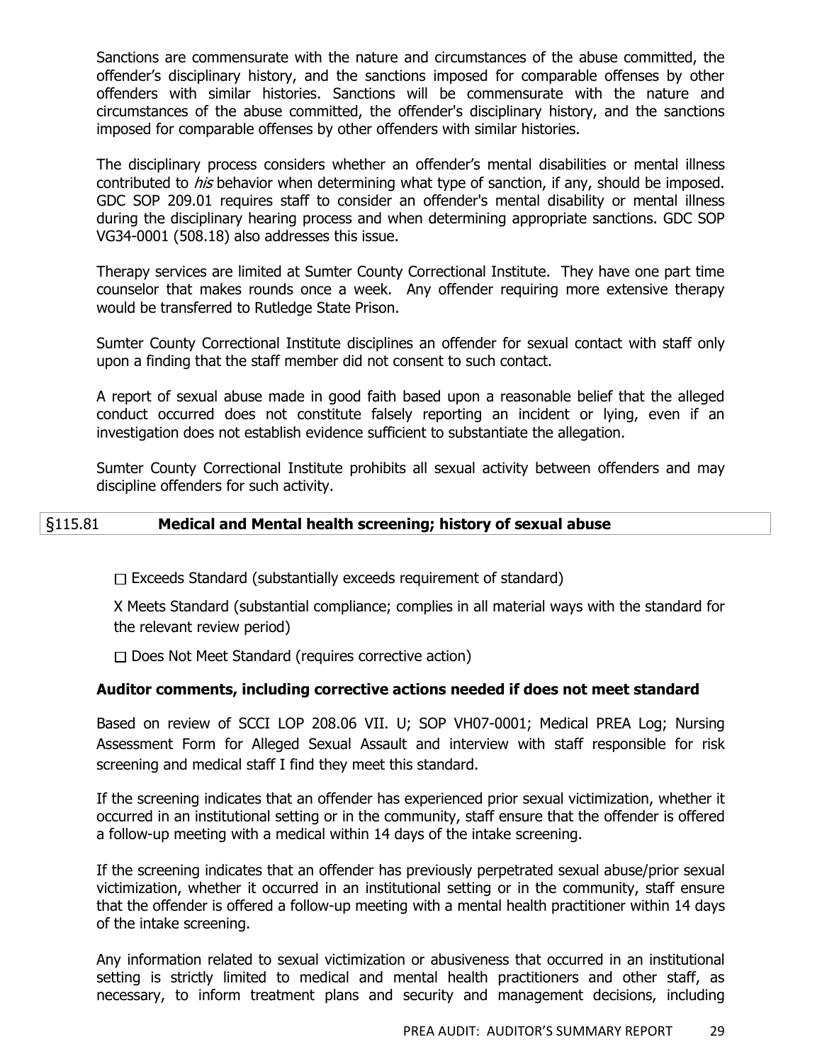Sanctions are commensurate with the nature and circumstances of the abuse committed, the offender's disciplinary history, and the sanctions imposed for comparable offenses by other offenders with similar histories. Sanctions will be commensurate with the nature and circumstances of the abuse committed, the offender's disciplinary history, and the sanctions imposed for comparable offenses by other offenders with similar histories.

The disciplinary process considers whether an offender's mental disabilities or mental illness contributed to *his* behavior when determining what type of sanction, if any, should be imposed. GDC SOP 209.01 requires staff to consider an offender's mental disability or mental illness during the disciplinary hearing process and when determining appropriate sanctions. GDC SOP VG34-0001 (508.18) also addresses this issue.

Therapy services are limited at Sumter County Correctional Institute. They have one part time counselor that makes rounds once a week. Any offender requiring more extensive therapy would be transferred to Rutledge State Prison.

Sumter County Correctional Institute disciplines an offender for sexual contact with staff only upon a finding that the staff member did not consent to such contact.

A report of sexual abuse made in good faith based upon a reasonable belief that the alleged conduct occurred does not constitute falsely reporting an incident or lying, even if an investigation does not establish evidence sufficient to substantiate the allegation.

Sumter County Correctional Institute prohibits all sexual activity between offenders and may discipline offenders for such activity.

## §115.81 **Medical and Mental health screening; history of sexual abuse**

☐ Exceeds Standard (substantially exceeds requirement of standard)

X Meets Standard (substantial compliance; complies in all material ways with the standard for the relevant review period)

☐ Does Not Meet Standard (requires corrective action)

**Auditor comments, including corrective actions needed if does not meet standard**

Based on review of SCCI LOP 208.06 VII. U; SOP VH07-0001; Medical PREA Log; Nursing Assessment Form for Alleged Sexual Assault and interview with staff responsible for risk screening and medical staff I find they meet this standard.

If the screening indicates that an offender has experienced prior sexual victimization, whether it occurred in an institutional setting or in the community, staff ensure that the offender is offered a follow-up meeting with a medical within 14 days of the intake screening.

If the screening indicates that an offender has previously perpetrated sexual abuse/prior sexual victimization, whether it occurred in an institutional setting or in the community, staff ensure that the offender is offered a follow-up meeting with a mental health practitioner within 14 days of the intake screening.

Any information related to sexual victimization or abusiveness that occurred in an institutional setting is strictly limited to medical and mental health practitioners and other staff, as necessary, to inform treatment plans and security and management decisions, including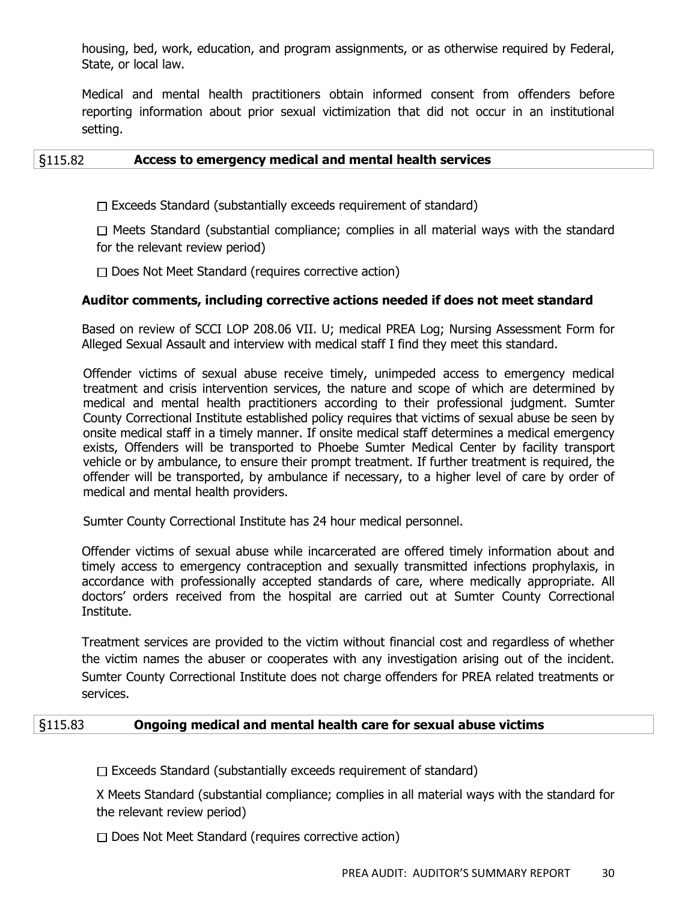housing, bed, work, education, and program assignments, or as otherwise required by Federal, State, or local law.

Medical and mental health practitioners obtain informed consent from offenders before reporting information about prior sexual victimization that did not occur in an institutional setting.

## §115.82 Access to emergency medical and mental health services

☐ Exceeds Standard (substantially exceeds requirement of standard)

☐ Meets Standard (substantial compliance; complies in all material ways with the standard for the relevant review period)

☐ Does Not Meet Standard (requires corrective action)

**Auditor comments, including corrective actions needed if does not meet standard**

Based on review of SCCI LOP 208.06 VII. U; medical PREA Log; Nursing Assessment Form for Alleged Sexual Assault and interview with medical staff I find they meet this standard.

Offender victims of sexual abuse receive timely, unimpeded access to emergency medical treatment and crisis intervention services, the nature and scope of which are determined by medical and mental health practitioners according to their professional judgment. Sumter County Correctional Institute established policy requires that victims of sexual abuse be seen by onsite medical staff in a timely manner. If onsite medical staff determines a medical emergency exists, Offenders will be transported to Phoebe Sumter Medical Center by facility transport vehicle or by ambulance, to ensure their prompt treatment. If further treatment is required, the offender will be transported, by ambulance if necessary, to a higher level of care by order of medical and mental health providers.

Sumter County Correctional Institute has 24 hour medical personnel.

Offender victims of sexual abuse while incarcerated are offered timely information about and timely access to emergency contraception and sexually transmitted infections prophylaxis, in accordance with professionally accepted standards of care, where medically appropriate. All doctors' orders received from the hospital are carried out at Sumter County Correctional Institute.

Treatment services are provided to the victim without financial cost and regardless of whether the victim names the abuser or cooperates with any investigation arising out of the incident. Sumter County Correctional Institute does not charge offenders for PREA related treatments or services.

## §115.83 Ongoing medical and mental health care for sexual abuse victims

☐ Exceeds Standard (substantially exceeds requirement of standard)

X Meets Standard (substantial compliance; complies in all material ways with the standard for the relevant review period)

☐ Does Not Meet Standard (requires corrective action)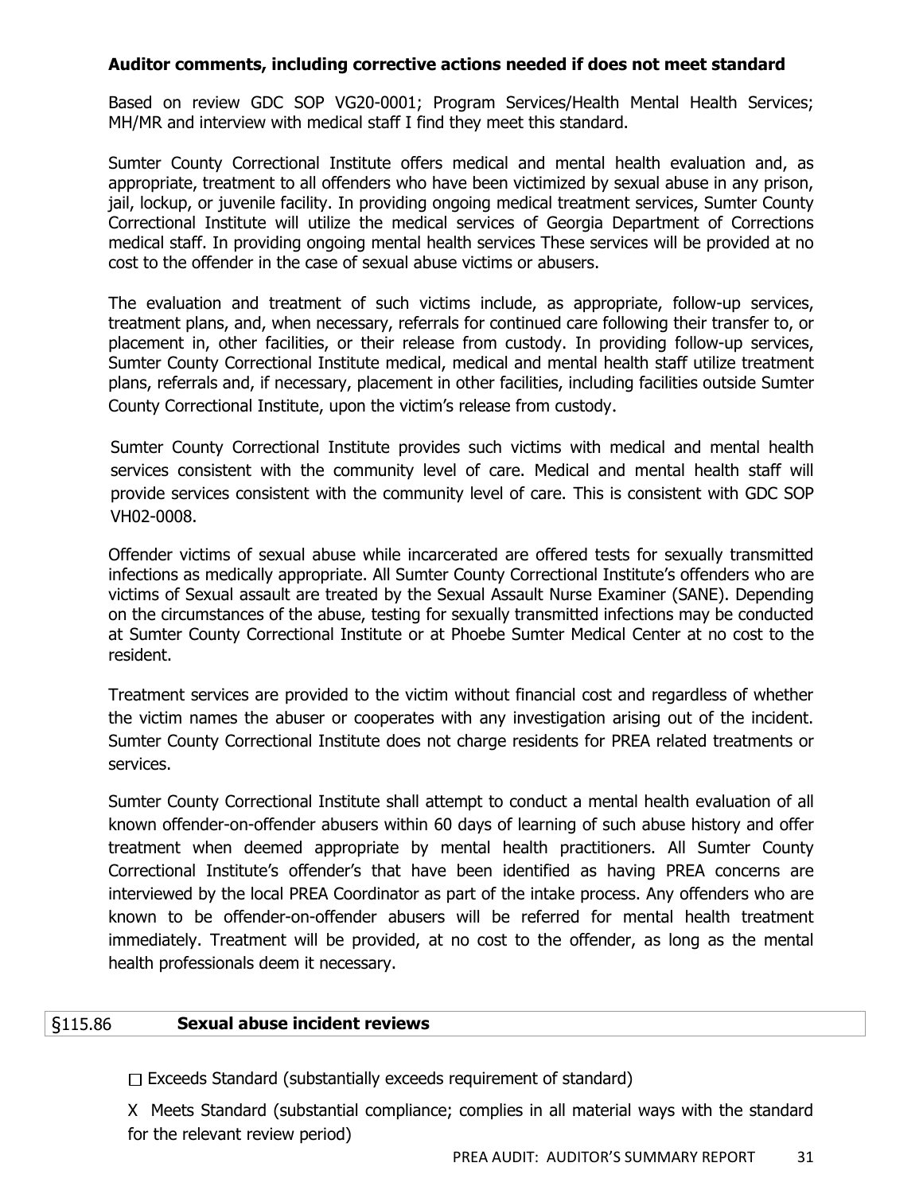**Auditor comments, including corrective actions needed if does not meet standard**

Based on review GDC SOP VG20-0001; Program Services/Health Mental Health Services; MH/MR and interview with medical staff I find they meet this standard.

Sumter County Correctional Institute offers medical and mental health evaluation and, as appropriate, treatment to all offenders who have been victimized by sexual abuse in any prison, jail, lockup, or juvenile facility. In providing ongoing medical treatment services, Sumter County Correctional Institute will utilize the medical services of Georgia Department of Corrections medical staff. In providing ongoing mental health services These services will be provided at no cost to the offender in the case of sexual abuse victims or abusers.

The evaluation and treatment of such victims include, as appropriate, follow-up services, treatment plans, and, when necessary, referrals for continued care following their transfer to, or placement in, other facilities, or their release from custody. In providing follow-up services, Sumter County Correctional Institute medical, medical and mental health staff utilize treatment plans, referrals and, if necessary, placement in other facilities, including facilities outside Sumter County Correctional Institute, upon the victim's release from custody.

Sumter County Correctional Institute provides such victims with medical and mental health services consistent with the community level of care. Medical and mental health staff will provide services consistent with the community level of care. This is consistent with GDC SOP VH02-0008.

Offender victims of sexual abuse while incarcerated are offered tests for sexually transmitted infections as medically appropriate. All Sumter County Correctional Institute's offenders who are victims of Sexual assault are treated by the Sexual Assault Nurse Examiner (SANE). Depending on the circumstances of the abuse, testing for sexually transmitted infections may be conducted at Sumter County Correctional Institute or at Phoebe Sumter Medical Center at no cost to the resident.

Treatment services are provided to the victim without financial cost and regardless of whether the victim names the abuser or cooperates with any investigation arising out of the incident. Sumter County Correctional Institute does not charge residents for PREA related treatments or services.

Sumter County Correctional Institute shall attempt to conduct a mental health evaluation of all known offender-on-offender abusers within 60 days of learning of such abuse history and offer treatment when deemed appropriate by mental health practitioners. All Sumter County Correctional Institute's offender's that have been identified as having PREA concerns are interviewed by the local PREA Coordinator as part of the intake process. Any offenders who are known to be offender-on-offender abusers will be referred for mental health treatment immediately. Treatment will be provided, at no cost to the offender, as long as the mental health professionals deem it necessary.

## §115.86 **Sexual abuse incident reviews**

☐ Exceeds Standard (substantially exceeds requirement of standard)

X Meets Standard (substantial compliance; complies in all material ways with the standard for the relevant review period)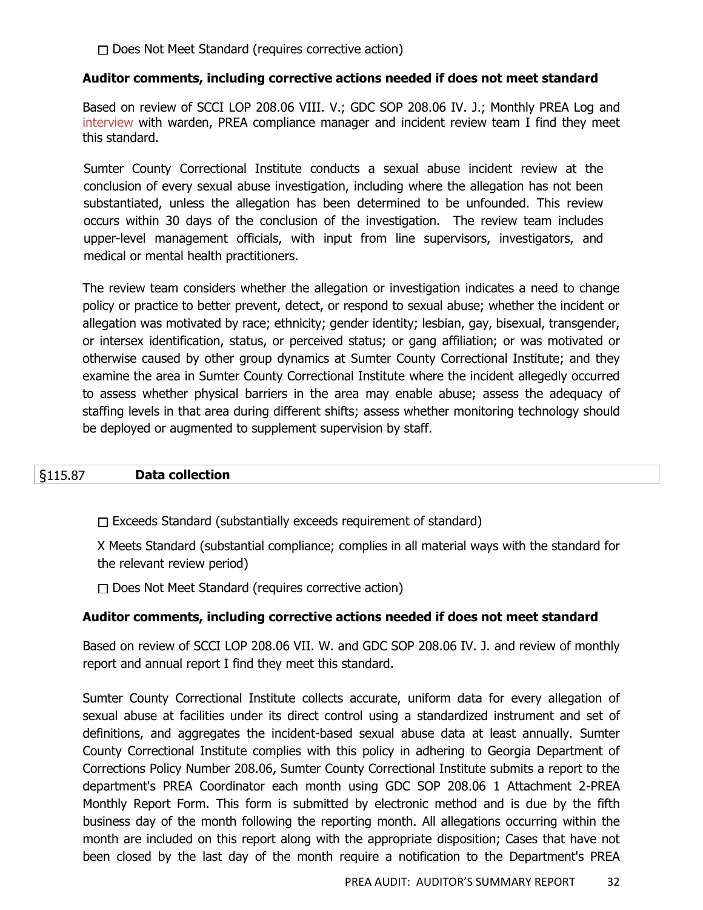☐ Does Not Meet Standard (requires corrective action)

**Auditor comments, including corrective actions needed if does not meet standard**

Based on review of SCCI LOP 208.06 VIII. V.; GDC SOP 208.06 IV. J.; Monthly PREA Log and interview with warden, PREA compliance manager and incident review team I find they meet this standard.

Sumter County Correctional Institute conducts a sexual abuse incident review at the conclusion of every sexual abuse investigation, including where the allegation has not been substantiated, unless the allegation has been determined to be unfounded. This review occurs within 30 days of the conclusion of the investigation. The review team includes upper-level management officials, with input from line supervisors, investigators, and medical or mental health practitioners.

The review team considers whether the allegation or investigation indicates a need to change policy or practice to better prevent, detect, or respond to sexual abuse; whether the incident or allegation was motivated by race; ethnicity; gender identity; lesbian, gay, bisexual, transgender, or intersex identification, status, or perceived status; or gang affiliation; or was motivated or otherwise caused by other group dynamics at Sumter County Correctional Institute; and they examine the area in Sumter County Correctional Institute where the incident allegedly occurred to assess whether physical barriers in the area may enable abuse; assess the adequacy of staffing levels in that area during different shifts; assess whether monitoring technology should be deployed or augmented to supplement supervision by staff.

## §115.87 Data collection

☐ Exceeds Standard (substantially exceeds requirement of standard)

X Meets Standard (substantial compliance; complies in all material ways with the standard for the relevant review period)

☐ Does Not Meet Standard (requires corrective action)

**Auditor comments, including corrective actions needed if does not meet standard**

Based on review of SCCI LOP 208.06 VII. W. and GDC SOP 208.06 IV. J. and review of monthly report and annual report I find they meet this standard.

Sumter County Correctional Institute collects accurate, uniform data for every allegation of sexual abuse at facilities under its direct control using a standardized instrument and set of definitions, and aggregates the incident-based sexual abuse data at least annually. Sumter County Correctional Institute complies with this policy in adhering to Georgia Department of Corrections Policy Number 208.06, Sumter County Correctional Institute submits a report to the department's PREA Coordinator each month using GDC SOP 208.06 1 Attachment 2-PREA Monthly Report Form. This form is submitted by electronic method and is due by the fifth business day of the month following the reporting month. All allegations occurring within the month are included on this report along with the appropriate disposition; Cases that have not been closed by the last day of the month require a notification to the Department's PREA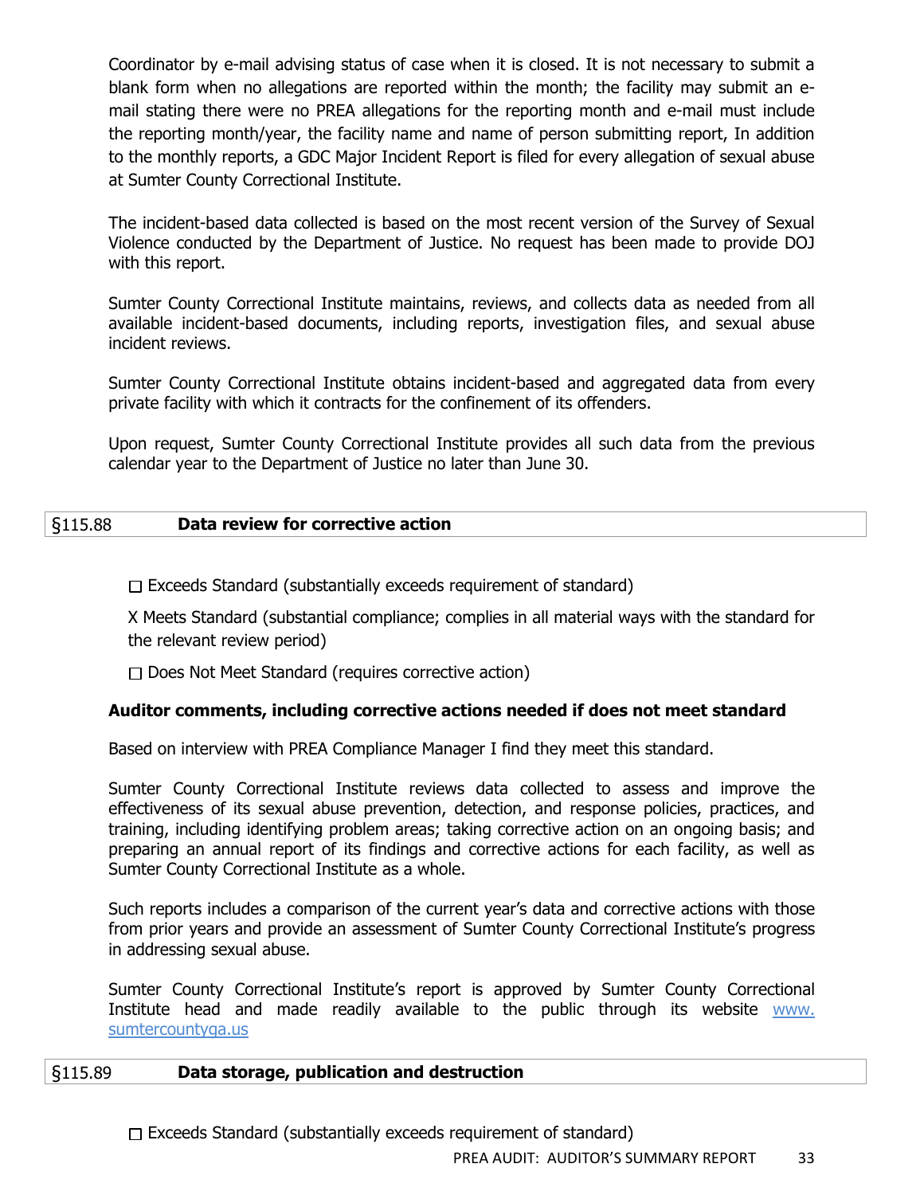Coordinator by e-mail advising status of case when it is closed. It is not necessary to submit a blank form when no allegations are reported within the month; the facility may submit an e-mail stating there were no PREA allegations for the reporting month and e-mail must include the reporting month/year, the facility name and name of person submitting report, In addition to the monthly reports, a GDC Major Incident Report is filed for every allegation of sexual abuse at Sumter County Correctional Institute.

The incident-based data collected is based on the most recent version of the Survey of Sexual Violence conducted by the Department of Justice. No request has been made to provide DOJ with this report.

Sumter County Correctional Institute maintains, reviews, and collects data as needed from all available incident-based documents, including reports, investigation files, and sexual abuse incident reviews.

Sumter County Correctional Institute obtains incident-based and aggregated data from every private facility with which it contracts for the confinement of its offenders.

Upon request, Sumter County Correctional Institute provides all such data from the previous calendar year to the Department of Justice no later than June 30.

| §115.88 | **Data review for corrective action** |
|---|---|

☐ Exceeds Standard (substantially exceeds requirement of standard)

X Meets Standard (substantial compliance; complies in all material ways with the standard for the relevant review period)

☐ Does Not Meet Standard (requires corrective action)

**Auditor comments, including corrective actions needed if does not meet standard**

Based on interview with PREA Compliance Manager I find they meet this standard.

Sumter County Correctional Institute reviews data collected to assess and improve the effectiveness of its sexual abuse prevention, detection, and response policies, practices, and training, including identifying problem areas; taking corrective action on an ongoing basis; and preparing an annual report of its findings and corrective actions for each facility, as well as Sumter County Correctional Institute as a whole.

Such reports includes a comparison of the current year's data and corrective actions with those from prior years and provide an assessment of Sumter County Correctional Institute's progress in addressing sexual abuse.

Sumter County Correctional Institute's report is approved by Sumter County Correctional Institute head and made readily available to the public through its website www. sumtercountyga.us

| §115.89 | **Data storage, publication and destruction** |
|---|---|

☐ Exceeds Standard (substantially exceeds requirement of standard)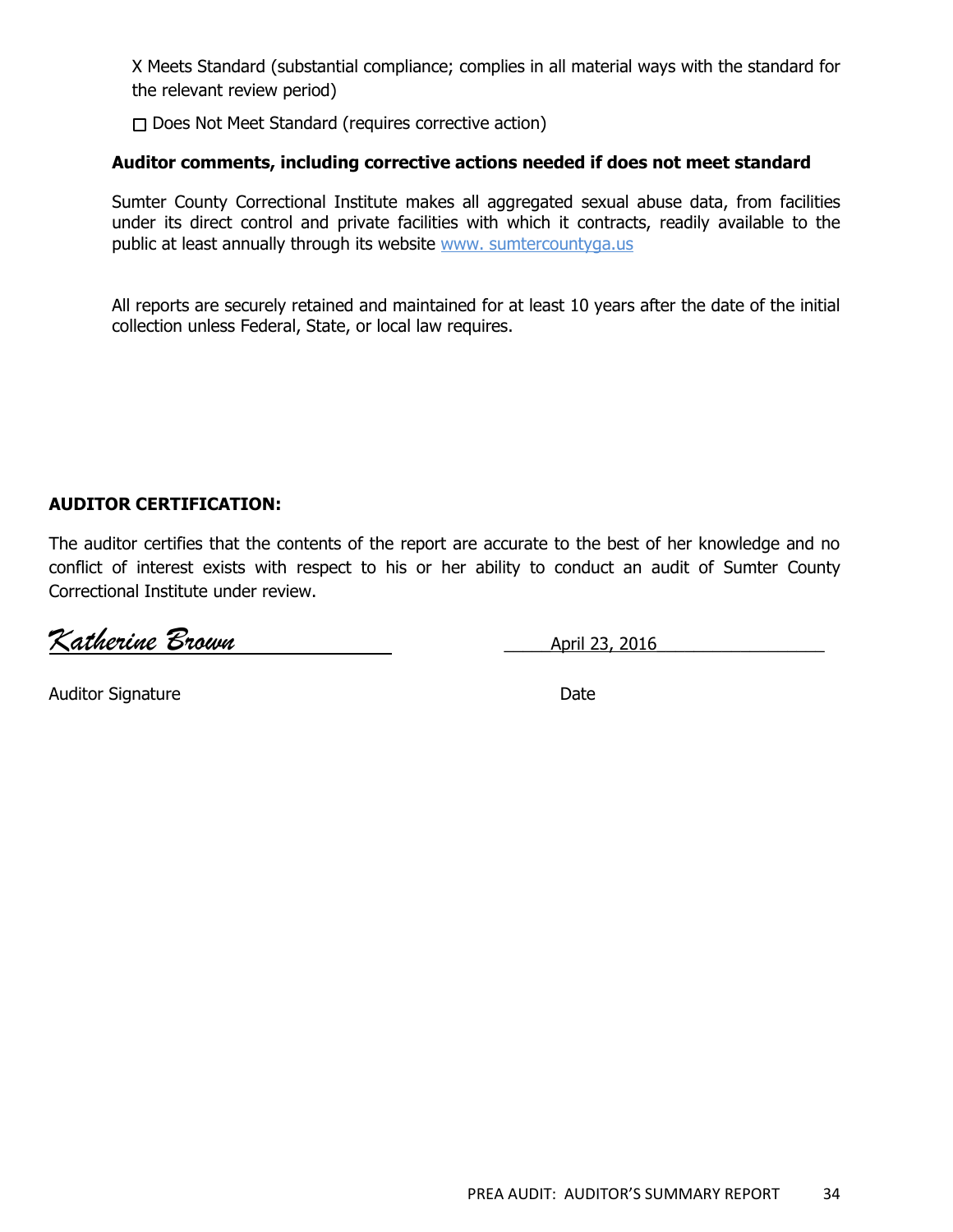X Meets Standard (substantial compliance; complies in all material ways with the standard for the relevant review period)

☐ Does Not Meet Standard (requires corrective action)

**Auditor comments, including corrective actions needed if does not meet standard**

Sumter County Correctional Institute makes all aggregated sexual abuse data, from facilities under its direct control and private facilities with which it contracts, readily available to the public at least annually through its website www. sumtercountyga.us

All reports are securely retained and maintained for at least 10 years after the date of the initial collection unless Federal, State, or local law requires.

**AUDITOR CERTIFICATION:**

The auditor certifies that the contents of the report are accurate to the best of her knowledge and no conflict of interest exists with respect to his or her ability to conduct an audit of Sumter County Correctional Institute under review.

*Katherine Brown* April 23, 2016

Auditor Signature Date